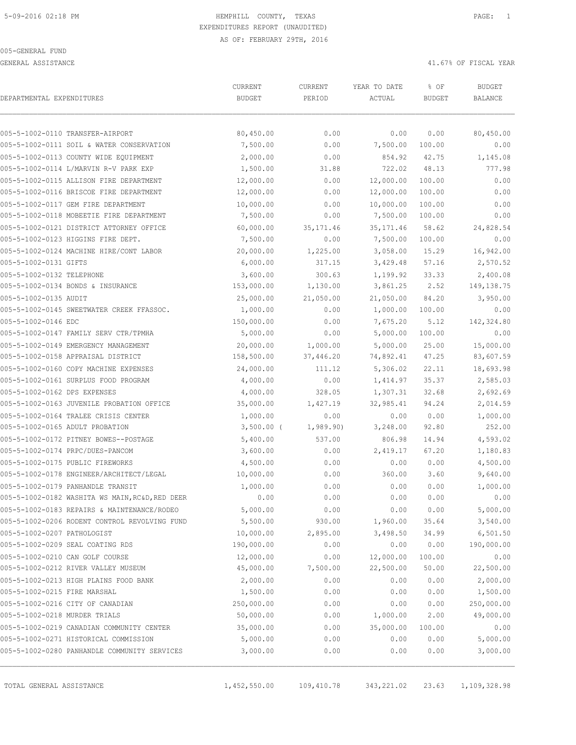HEMPHILL COUNTY, TEXAS
EXPENDITURES REPORT (UNAUDITED)
AS OF: FEBRUARY 29TH, 2016

005-GENERAL FUND

GENERAL ASSISTANCE

41.67% OF FISCAL YEAR

| DEPARTMENTAL EXPENDITURES | CURRENT BUDGET | CURRENT PERIOD | YEAR TO DATE ACTUAL | % OF BUDGET | BUDGET BALANCE |
|---|---|---|---|---|---|
| 005-5-1002-0110 TRANSFER-AIRPORT | 80,450.00 | 0.00 | 0.00 | 0.00 | 80,450.00 |
| 005-5-1002-0111 SOIL & WATER CONSERVATION | 7,500.00 | 0.00 | 7,500.00 | 100.00 | 0.00 |
| 005-5-1002-0113 COUNTY WIDE EQUIPMENT | 2,000.00 | 0.00 | 854.92 | 42.75 | 1,145.08 |
| 005-5-1002-0114 L/MARVIN R-V PARK EXP | 1,500.00 | 31.88 | 722.02 | 48.13 | 777.98 |
| 005-5-1002-0115 ALLISON FIRE DEPARTMENT | 12,000.00 | 0.00 | 12,000.00 | 100.00 | 0.00 |
| 005-5-1002-0116 BRISCOE FIRE DEPARTMENT | 12,000.00 | 0.00 | 12,000.00 | 100.00 | 0.00 |
| 005-5-1002-0117 GEM FIRE DEPARTMENT | 10,000.00 | 0.00 | 10,000.00 | 100.00 | 0.00 |
| 005-5-1002-0118 MOBEETIE FIRE DEPARTMENT | 7,500.00 | 0.00 | 7,500.00 | 100.00 | 0.00 |
| 005-5-1002-0121 DISTRICT ATTORNEY OFFICE | 60,000.00 | 35,171.46 | 35,171.46 | 58.62 | 24,828.54 |
| 005-5-1002-0123 HIGGINS FIRE DEPT. | 7,500.00 | 0.00 | 7,500.00 | 100.00 | 0.00 |
| 005-5-1002-0124 MACHINE HIRE/CONT LABOR | 20,000.00 | 1,225.00 | 3,058.00 | 15.29 | 16,942.00 |
| 005-5-1002-0131 GIFTS | 6,000.00 | 317.15 | 3,429.48 | 57.16 | 2,570.52 |
| 005-5-1002-0132 TELEPHONE | 3,600.00 | 300.63 | 1,199.92 | 33.33 | 2,400.08 |
| 005-5-1002-0134 BONDS & INSURANCE | 153,000.00 | 1,130.00 | 3,861.25 | 2.52 | 149,138.75 |
| 005-5-1002-0135 AUDIT | 25,000.00 | 21,050.00 | 21,050.00 | 84.20 | 3,950.00 |
| 005-5-1002-0145 SWEETWATER CREEK FFASSOC. | 1,000.00 | 0.00 | 1,000.00 | 100.00 | 0.00 |
| 005-5-1002-0146 EDC | 150,000.00 | 0.00 | 7,675.20 | 5.12 | 142,324.80 |
| 005-5-1002-0147 FAMILY SERV CTR/TPMHA | 5,000.00 | 0.00 | 5,000.00 | 100.00 | 0.00 |
| 005-5-1002-0149 EMERGENCY MANAGEMENT | 20,000.00 | 1,000.00 | 5,000.00 | 25.00 | 15,000.00 |
| 005-5-1002-0158 APPRAISAL DISTRICT | 158,500.00 | 37,446.20 | 74,892.41 | 47.25 | 83,607.59 |
| 005-5-1002-0160 COPY MACHINE EXPENSES | 24,000.00 | 111.12 | 5,306.02 | 22.11 | 18,693.98 |
| 005-5-1002-0161 SURPLUS FOOD PROGRAM | 4,000.00 | 0.00 | 1,414.97 | 35.37 | 2,585.03 |
| 005-5-1002-0162 DPS EXPENSES | 4,000.00 | 328.05 | 1,307.31 | 32.68 | 2,692.69 |
| 005-5-1002-0163 JUVENILE PROBATION OFFICE | 35,000.00 | 1,427.19 | 32,985.41 | 94.24 | 2,014.59 |
| 005-5-1002-0164 TRALEE CRISIS CENTER | 1,000.00 | 0.00 | 0.00 | 0.00 | 1,000.00 |
| 005-5-1002-0165 ADULT PROBATION | 3,500.00 | ( 1,989.90) | 3,248.00 | 92.80 | 252.00 |
| 005-5-1002-0172 PITNEY BOWES--POSTAGE | 5,400.00 | 537.00 | 806.98 | 14.94 | 4,593.02 |
| 005-5-1002-0174 PRPC/DUES-PANCOM | 3,600.00 | 0.00 | 2,419.17 | 67.20 | 1,180.83 |
| 005-5-1002-0175 PUBLIC FIREWORKS | 4,500.00 | 0.00 | 0.00 | 0.00 | 4,500.00 |
| 005-5-1002-0178 ENGINEER/ARCHITECT/LEGAL | 10,000.00 | 0.00 | 360.00 | 3.60 | 9,640.00 |
| 005-5-1002-0179 PANHANDLE TRANSIT | 1,000.00 | 0.00 | 0.00 | 0.00 | 1,000.00 |
| 005-5-1002-0182 WASHITA WS MAIN,RC&D,RED DEER | 0.00 | 0.00 | 0.00 | 0.00 | 0.00 |
| 005-5-1002-0183 REPAIRS & MAINTENANCE/RODEO | 5,000.00 | 0.00 | 0.00 | 0.00 | 5,000.00 |
| 005-5-1002-0206 RODENT CONTROL REVOLVING FUND | 5,500.00 | 930.00 | 1,960.00 | 35.64 | 3,540.00 |
| 005-5-1002-0207 PATHOLOGIST | 10,000.00 | 2,895.00 | 3,498.50 | 34.99 | 6,501.50 |
| 005-5-1002-0209 SEAL COATING RDS | 190,000.00 | 0.00 | 0.00 | 0.00 | 190,000.00 |
| 005-5-1002-0210 CAN GOLF COURSE | 12,000.00 | 0.00 | 12,000.00 | 100.00 | 0.00 |
| 005-5-1002-0212 RIVER VALLEY MUSEUM | 45,000.00 | 7,500.00 | 22,500.00 | 50.00 | 22,500.00 |
| 005-5-1002-0213 HIGH PLAINS FOOD BANK | 2,000.00 | 0.00 | 0.00 | 0.00 | 2,000.00 |
| 005-5-1002-0215 FIRE MARSHAL | 1,500.00 | 0.00 | 0.00 | 0.00 | 1,500.00 |
| 005-5-1002-0216 CITY OF CANADIAN | 250,000.00 | 0.00 | 0.00 | 0.00 | 250,000.00 |
| 005-5-1002-0218 MURDER TRIALS | 50,000.00 | 0.00 | 1,000.00 | 2.00 | 49,000.00 |
| 005-5-1002-0219 CANADIAN COMMUNITY CENTER | 35,000.00 | 0.00 | 35,000.00 | 100.00 | 0.00 |
| 005-5-1002-0271 HISTORICAL COMMISSION | 5,000.00 | 0.00 | 0.00 | 0.00 | 5,000.00 |
| 005-5-1002-0280 PANHANDLE COMMUNITY SERVICES | 3,000.00 | 0.00 | 0.00 | 0.00 | 3,000.00 |
| TOTAL GENERAL ASSISTANCE | 1,452,550.00 | 109,410.78 | 343,221.02 | 23.63 | 1,109,328.98 |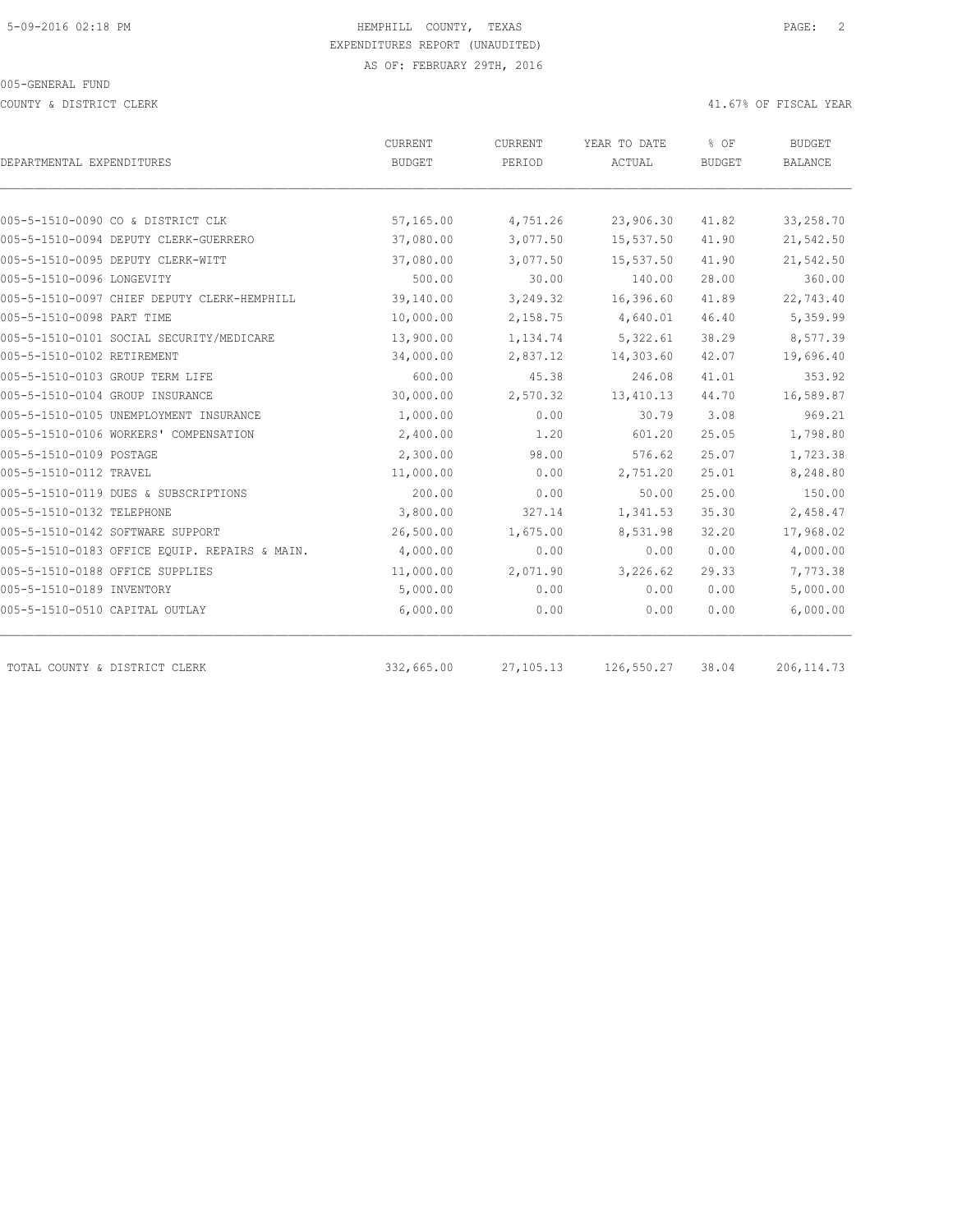HEMPHILL COUNTY, TEXAS
EXPENDITURES REPORT (UNAUDITED)
AS OF: FEBRUARY 29TH, 2016

005-GENERAL FUND

COUNTY & DISTRICT CLERK

41.67% OF FISCAL YEAR

| DEPARTMENTAL EXPENDITURES | CURRENT BUDGET | CURRENT PERIOD | YEAR TO DATE ACTUAL | % OF BUDGET | BUDGET BALANCE |
|---|---|---|---|---|---|
| 005-5-1510-0090 CO & DISTRICT CLK | 57,165.00 | 4,751.26 | 23,906.30 | 41.82 | 33,258.70 |
| 005-5-1510-0094 DEPUTY CLERK-GUERRERO | 37,080.00 | 3,077.50 | 15,537.50 | 41.90 | 21,542.50 |
| 005-5-1510-0095 DEPUTY CLERK-WITT | 37,080.00 | 3,077.50 | 15,537.50 | 41.90 | 21,542.50 |
| 005-5-1510-0096 LONGEVITY | 500.00 | 30.00 | 140.00 | 28.00 | 360.00 |
| 005-5-1510-0097 CHIEF DEPUTY CLERK-HEMPHILL | 39,140.00 | 3,249.32 | 16,396.60 | 41.89 | 22,743.40 |
| 005-5-1510-0098 PART TIME | 10,000.00 | 2,158.75 | 4,640.01 | 46.40 | 5,359.99 |
| 005-5-1510-0101 SOCIAL SECURITY/MEDICARE | 13,900.00 | 1,134.74 | 5,322.61 | 38.29 | 8,577.39 |
| 005-5-1510-0102 RETIREMENT | 34,000.00 | 2,837.12 | 14,303.60 | 42.07 | 19,696.40 |
| 005-5-1510-0103 GROUP TERM LIFE | 600.00 | 45.38 | 246.08 | 41.01 | 353.92 |
| 005-5-1510-0104 GROUP INSURANCE | 30,000.00 | 2,570.32 | 13,410.13 | 44.70 | 16,589.87 |
| 005-5-1510-0105 UNEMPLOYMENT INSURANCE | 1,000.00 | 0.00 | 30.79 | 3.08 | 969.21 |
| 005-5-1510-0106 WORKERS' COMPENSATION | 2,400.00 | 1.20 | 601.20 | 25.05 | 1,798.80 |
| 005-5-1510-0109 POSTAGE | 2,300.00 | 98.00 | 576.62 | 25.07 | 1,723.38 |
| 005-5-1510-0112 TRAVEL | 11,000.00 | 0.00 | 2,751.20 | 25.01 | 8,248.80 |
| 005-5-1510-0119 DUES & SUBSCRIPTIONS | 200.00 | 0.00 | 50.00 | 25.00 | 150.00 |
| 005-5-1510-0132 TELEPHONE | 3,800.00 | 327.14 | 1,341.53 | 35.30 | 2,458.47 |
| 005-5-1510-0142 SOFTWARE SUPPORT | 26,500.00 | 1,675.00 | 8,531.98 | 32.20 | 17,968.02 |
| 005-5-1510-0183 OFFICE EQUIP. REPAIRS & MAIN. | 4,000.00 | 0.00 | 0.00 | 0.00 | 4,000.00 |
| 005-5-1510-0188 OFFICE SUPPLIES | 11,000.00 | 2,071.90 | 3,226.62 | 29.33 | 7,773.38 |
| 005-5-1510-0189 INVENTORY | 5,000.00 | 0.00 | 0.00 | 0.00 | 5,000.00 |
| 005-5-1510-0510 CAPITAL OUTLAY | 6,000.00 | 0.00 | 0.00 | 0.00 | 6,000.00 |
| TOTAL COUNTY & DISTRICT CLERK | 332,665.00 | 27,105.13 | 126,550.27 | 38.04 | 206,114.73 |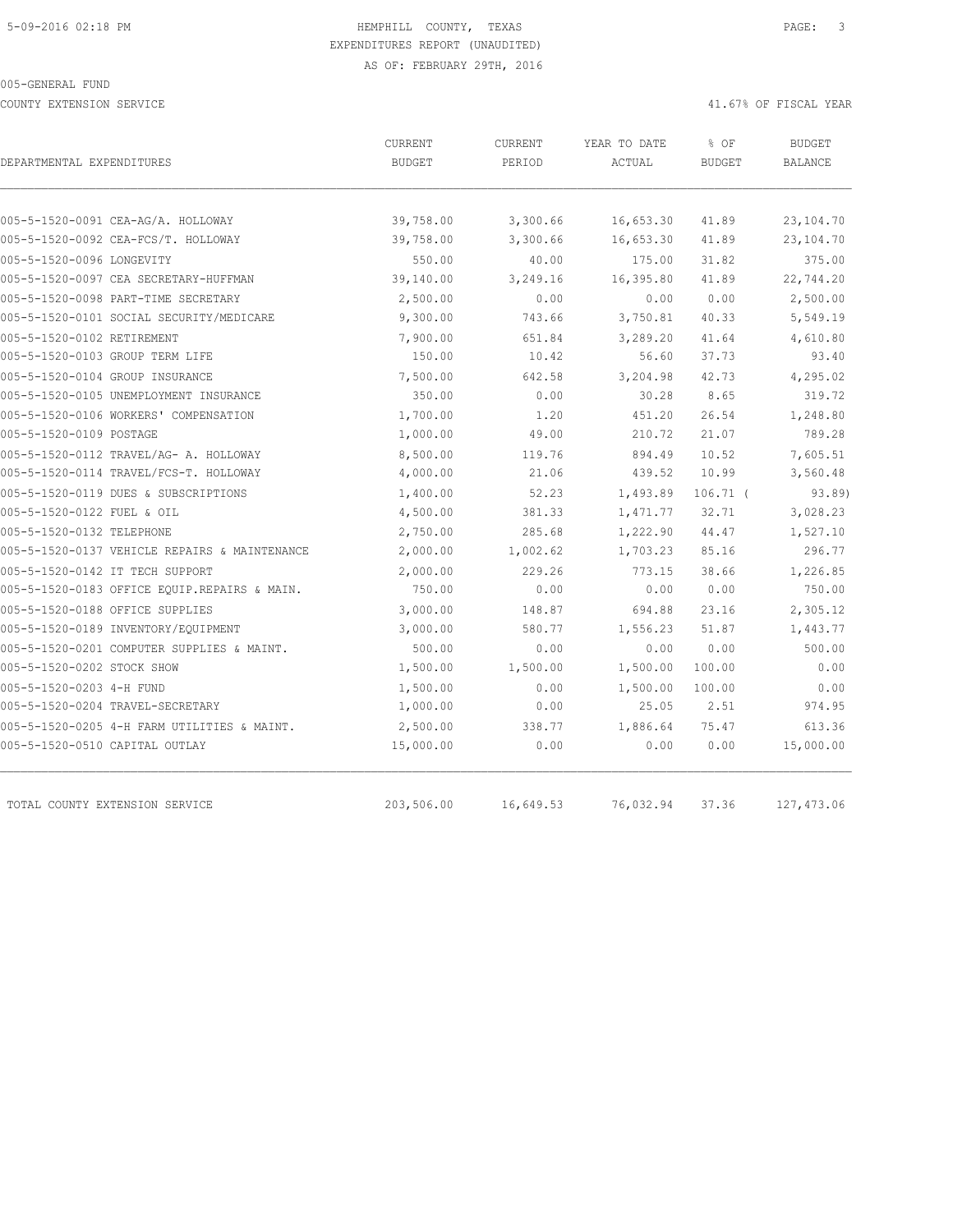HEMPHILL COUNTY, TEXAS
EXPENDITURES REPORT (UNAUDITED)
AS OF: FEBRUARY 29TH, 2016

005-GENERAL FUND

COUNTY EXTENSION SERVICE

41.67% OF FISCAL YEAR

| DEPARTMENTAL EXPENDITURES | CURRENT BUDGET | CURRENT PERIOD | YEAR TO DATE ACTUAL | % OF BUDGET | BUDGET BALANCE |
|---|---|---|---|---|---|
| 005-5-1520-0091 CEA-AG/A. HOLLOWAY | 39,758.00 | 3,300.66 | 16,653.30 | 41.89 | 23,104.70 |
| 005-5-1520-0092 CEA-FCS/T. HOLLOWAY | 39,758.00 | 3,300.66 | 16,653.30 | 41.89 | 23,104.70 |
| 005-5-1520-0096 LONGEVITY | 550.00 | 40.00 | 175.00 | 31.82 | 375.00 |
| 005-5-1520-0097 CEA SECRETARY-HUFFMAN | 39,140.00 | 3,249.16 | 16,395.80 | 41.89 | 22,744.20 |
| 005-5-1520-0098 PART-TIME SECRETARY | 2,500.00 | 0.00 | 0.00 | 0.00 | 2,500.00 |
| 005-5-1520-0101 SOCIAL SECURITY/MEDICARE | 9,300.00 | 743.66 | 3,750.81 | 40.33 | 5,549.19 |
| 005-5-1520-0102 RETIREMENT | 7,900.00 | 651.84 | 3,289.20 | 41.64 | 4,610.80 |
| 005-5-1520-0103 GROUP TERM LIFE | 150.00 | 10.42 | 56.60 | 37.73 | 93.40 |
| 005-5-1520-0104 GROUP INSURANCE | 7,500.00 | 642.58 | 3,204.98 | 42.73 | 4,295.02 |
| 005-5-1520-0105 UNEMPLOYMENT INSURANCE | 350.00 | 0.00 | 30.28 | 8.65 | 319.72 |
| 005-5-1520-0106 WORKERS' COMPENSATION | 1,700.00 | 1.20 | 451.20 | 26.54 | 1,248.80 |
| 005-5-1520-0109 POSTAGE | 1,000.00 | 49.00 | 210.72 | 21.07 | 789.28 |
| 005-5-1520-0112 TRAVEL/AG- A. HOLLOWAY | 8,500.00 | 119.76 | 894.49 | 10.52 | 7,605.51 |
| 005-5-1520-0114 TRAVEL/FCS-T. HOLLOWAY | 4,000.00 | 21.06 | 439.52 | 10.99 | 3,560.48 |
| 005-5-1520-0119 DUES & SUBSCRIPTIONS | 1,400.00 | 52.23 | 1,493.89 | 106.71 | ( 93.89) |
| 005-5-1520-0122 FUEL & OIL | 4,500.00 | 381.33 | 1,471.77 | 32.71 | 3,028.23 |
| 005-5-1520-0132 TELEPHONE | 2,750.00 | 285.68 | 1,222.90 | 44.47 | 1,527.10 |
| 005-5-1520-0137 VEHICLE REPAIRS & MAINTENANCE | 2,000.00 | 1,002.62 | 1,703.23 | 85.16 | 296.77 |
| 005-5-1520-0142 IT TECH SUPPORT | 2,000.00 | 229.26 | 773.15 | 38.66 | 1,226.85 |
| 005-5-1520-0183 OFFICE EQUIP.REPAIRS & MAIN. | 750.00 | 0.00 | 0.00 | 0.00 | 750.00 |
| 005-5-1520-0188 OFFICE SUPPLIES | 3,000.00 | 148.87 | 694.88 | 23.16 | 2,305.12 |
| 005-5-1520-0189 INVENTORY/EQUIPMENT | 3,000.00 | 580.77 | 1,556.23 | 51.87 | 1,443.77 |
| 005-5-1520-0201 COMPUTER SUPPLIES & MAINT. | 500.00 | 0.00 | 0.00 | 0.00 | 500.00 |
| 005-5-1520-0202 STOCK SHOW | 1,500.00 | 1,500.00 | 1,500.00 | 100.00 | 0.00 |
| 005-5-1520-0203 4-H FUND | 1,500.00 | 0.00 | 1,500.00 | 100.00 | 0.00 |
| 005-5-1520-0204 TRAVEL-SECRETARY | 1,000.00 | 0.00 | 25.05 | 2.51 | 974.95 |
| 005-5-1520-0205 4-H FARM UTILITIES & MAINT. | 2,500.00 | 338.77 | 1,886.64 | 75.47 | 613.36 |
| 005-5-1520-0510 CAPITAL OUTLAY | 15,000.00 | 0.00 | 0.00 | 0.00 | 15,000.00 |
| TOTAL COUNTY EXTENSION SERVICE | 203,506.00 | 16,649.53 | 76,032.94 | 37.36 | 127,473.06 |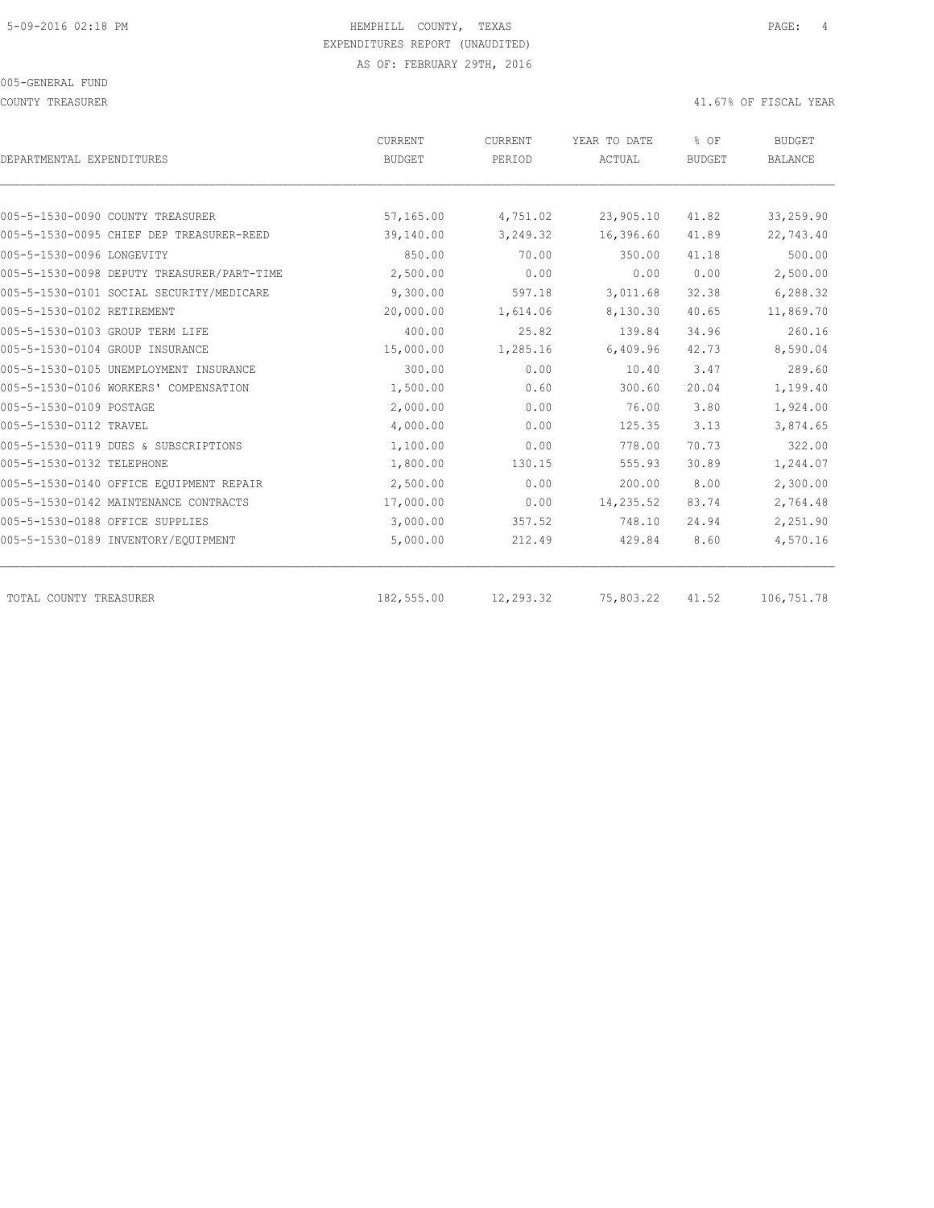HEMPHILL COUNTY, TEXAS
EXPENDITURES REPORT (UNAUDITED)
AS OF: FEBRUARY 29TH, 2016

005-GENERAL FUND
COUNTY TREASURER

41.67% OF FISCAL YEAR

| DEPARTMENTAL EXPENDITURES | CURRENT BUDGET | CURRENT PERIOD | YEAR TO DATE ACTUAL | % OF BUDGET | BUDGET BALANCE |
|---|---|---|---|---|---|
| 005-5-1530-0090 COUNTY TREASURER | 57,165.00 | 4,751.02 | 23,905.10 | 41.82 | 33,259.90 |
| 005-5-1530-0095 CHIEF DEP TREASURER-REED | 39,140.00 | 3,249.32 | 16,396.60 | 41.89 | 22,743.40 |
| 005-5-1530-0096 LONGEVITY | 850.00 | 70.00 | 350.00 | 41.18 | 500.00 |
| 005-5-1530-0098 DEPUTY TREASURER/PART-TIME | 2,500.00 | 0.00 | 0.00 | 0.00 | 2,500.00 |
| 005-5-1530-0101 SOCIAL SECURITY/MEDICARE | 9,300.00 | 597.18 | 3,011.68 | 32.38 | 6,288.32 |
| 005-5-1530-0102 RETIREMENT | 20,000.00 | 1,614.06 | 8,130.30 | 40.65 | 11,869.70 |
| 005-5-1530-0103 GROUP TERM LIFE | 400.00 | 25.82 | 139.84 | 34.96 | 260.16 |
| 005-5-1530-0104 GROUP INSURANCE | 15,000.00 | 1,285.16 | 6,409.96 | 42.73 | 8,590.04 |
| 005-5-1530-0105 UNEMPLOYMENT INSURANCE | 300.00 | 0.00 | 10.40 | 3.47 | 289.60 |
| 005-5-1530-0106 WORKERS' COMPENSATION | 1,500.00 | 0.60 | 300.60 | 20.04 | 1,199.40 |
| 005-5-1530-0109 POSTAGE | 2,000.00 | 0.00 | 76.00 | 3.80 | 1,924.00 |
| 005-5-1530-0112 TRAVEL | 4,000.00 | 0.00 | 125.35 | 3.13 | 3,874.65 |
| 005-5-1530-0119 DUES & SUBSCRIPTIONS | 1,100.00 | 0.00 | 778.00 | 70.73 | 322.00 |
| 005-5-1530-0132 TELEPHONE | 1,800.00 | 130.15 | 555.93 | 30.89 | 1,244.07 |
| 005-5-1530-0140 OFFICE EQUIPMENT REPAIR | 2,500.00 | 0.00 | 200.00 | 8.00 | 2,300.00 |
| 005-5-1530-0142 MAINTENANCE CONTRACTS | 17,000.00 | 0.00 | 14,235.52 | 83.74 | 2,764.48 |
| 005-5-1530-0188 OFFICE SUPPLIES | 3,000.00 | 357.52 | 748.10 | 24.94 | 2,251.90 |
| 005-5-1530-0189 INVENTORY/EQUIPMENT | 5,000.00 | 212.49 | 429.84 | 8.60 | 4,570.16 |
| TOTAL COUNTY TREASURER | 182,555.00 | 12,293.32 | 75,803.22 | 41.52 | 106,751.78 |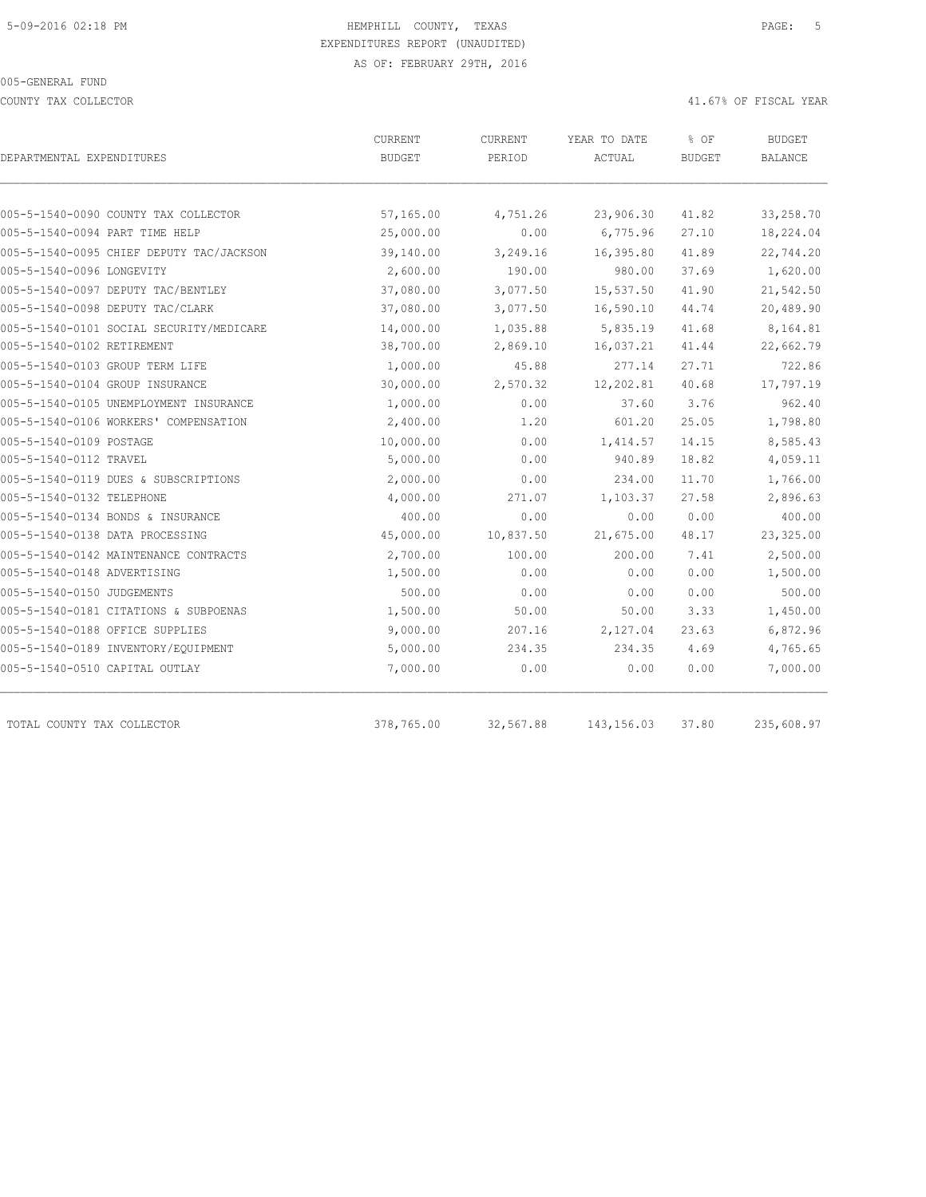HEMPHILL COUNTY, TEXAS
EXPENDITURES REPORT (UNAUDITED)
AS OF: FEBRUARY 29TH, 2016

005-GENERAL FUND

COUNTY TAX COLLECTOR

41.67% OF FISCAL YEAR

| DEPARTMENTAL EXPENDITURES | CURRENT BUDGET | CURRENT PERIOD | YEAR TO DATE ACTUAL | % OF BUDGET | BUDGET BALANCE |
|---|---|---|---|---|---|
| 005-5-1540-0090 COUNTY TAX COLLECTOR | 57,165.00 | 4,751.26 | 23,906.30 | 41.82 | 33,258.70 |
| 005-5-1540-0094 PART TIME HELP | 25,000.00 | 0.00 | 6,775.96 | 27.10 | 18,224.04 |
| 005-5-1540-0095 CHIEF DEPUTY TAC/JACKSON | 39,140.00 | 3,249.16 | 16,395.80 | 41.89 | 22,744.20 |
| 005-5-1540-0096 LONGEVITY | 2,600.00 | 190.00 | 980.00 | 37.69 | 1,620.00 |
| 005-5-1540-0097 DEPUTY TAC/BENTLEY | 37,080.00 | 3,077.50 | 15,537.50 | 41.90 | 21,542.50 |
| 005-5-1540-0098 DEPUTY TAC/CLARK | 37,080.00 | 3,077.50 | 16,590.10 | 44.74 | 20,489.90 |
| 005-5-1540-0101 SOCIAL SECURITY/MEDICARE | 14,000.00 | 1,035.88 | 5,835.19 | 41.68 | 8,164.81 |
| 005-5-1540-0102 RETIREMENT | 38,700.00 | 2,869.10 | 16,037.21 | 41.44 | 22,662.79 |
| 005-5-1540-0103 GROUP TERM LIFE | 1,000.00 | 45.88 | 277.14 | 27.71 | 722.86 |
| 005-5-1540-0104 GROUP INSURANCE | 30,000.00 | 2,570.32 | 12,202.81 | 40.68 | 17,797.19 |
| 005-5-1540-0105 UNEMPLOYMENT INSURANCE | 1,000.00 | 0.00 | 37.60 | 3.76 | 962.40 |
| 005-5-1540-0106 WORKERS' COMPENSATION | 2,400.00 | 1.20 | 601.20 | 25.05 | 1,798.80 |
| 005-5-1540-0109 POSTAGE | 10,000.00 | 0.00 | 1,414.57 | 14.15 | 8,585.43 |
| 005-5-1540-0112 TRAVEL | 5,000.00 | 0.00 | 940.89 | 18.82 | 4,059.11 |
| 005-5-1540-0119 DUES & SUBSCRIPTIONS | 2,000.00 | 0.00 | 234.00 | 11.70 | 1,766.00 |
| 005-5-1540-0132 TELEPHONE | 4,000.00 | 271.07 | 1,103.37 | 27.58 | 2,896.63 |
| 005-5-1540-0134 BONDS & INSURANCE | 400.00 | 0.00 | 0.00 | 0.00 | 400.00 |
| 005-5-1540-0138 DATA PROCESSING | 45,000.00 | 10,837.50 | 21,675.00 | 48.17 | 23,325.00 |
| 005-5-1540-0142 MAINTENANCE CONTRACTS | 2,700.00 | 100.00 | 200.00 | 7.41 | 2,500.00 |
| 005-5-1540-0148 ADVERTISING | 1,500.00 | 0.00 | 0.00 | 0.00 | 1,500.00 |
| 005-5-1540-0150 JUDGEMENTS | 500.00 | 0.00 | 0.00 | 0.00 | 500.00 |
| 005-5-1540-0181 CITATIONS & SUBPOENAS | 1,500.00 | 50.00 | 50.00 | 3.33 | 1,450.00 |
| 005-5-1540-0188 OFFICE SUPPLIES | 9,000.00 | 207.16 | 2,127.04 | 23.63 | 6,872.96 |
| 005-5-1540-0189 INVENTORY/EQUIPMENT | 5,000.00 | 234.35 | 234.35 | 4.69 | 4,765.65 |
| 005-5-1540-0510 CAPITAL OUTLAY | 7,000.00 | 0.00 | 0.00 | 0.00 | 7,000.00 |
| TOTAL COUNTY TAX COLLECTOR | 378,765.00 | 32,567.88 | 143,156.03 | 37.80 | 235,608.97 |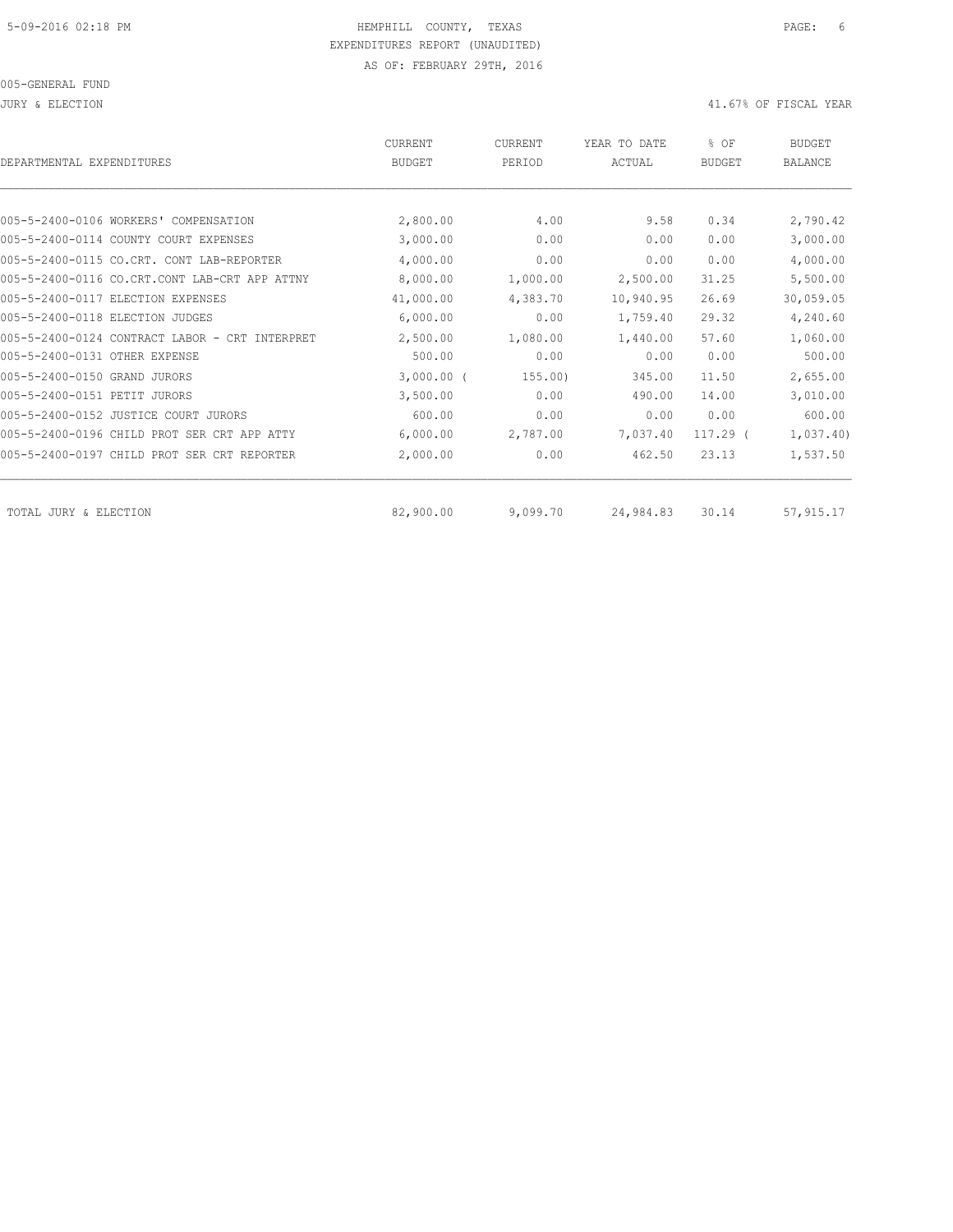HEMPHILL COUNTY, TEXAS
EXPENDITURES REPORT (UNAUDITED)
AS OF: FEBRUARY 29TH, 2016

005-GENERAL FUND

JURY & ELECTION — 41.67% OF FISCAL YEAR

| DEPARTMENTAL EXPENDITURES | CURRENT BUDGET | CURRENT PERIOD | YEAR TO DATE ACTUAL | % OF BUDGET | BUDGET BALANCE |
|---|---|---|---|---|---|
| 005-5-2400-0106 WORKERS' COMPENSATION | 2,800.00 | 4.00 | 9.58 | 0.34 | 2,790.42 |
| 005-5-2400-0114 COUNTY COURT EXPENSES | 3,000.00 | 0.00 | 0.00 | 0.00 | 3,000.00 |
| 005-5-2400-0115 CO.CRT. CONT LAB-REPORTER | 4,000.00 | 0.00 | 0.00 | 0.00 | 4,000.00 |
| 005-5-2400-0116 CO.CRT.CONT LAB-CRT APP ATTNY | 8,000.00 | 1,000.00 | 2,500.00 | 31.25 | 5,500.00 |
| 005-5-2400-0117 ELECTION EXPENSES | 41,000.00 | 4,383.70 | 10,940.95 | 26.69 | 30,059.05 |
| 005-5-2400-0118 ELECTION JUDGES | 6,000.00 | 0.00 | 1,759.40 | 29.32 | 4,240.60 |
| 005-5-2400-0124 CONTRACT LABOR - CRT INTERPRET | 2,500.00 | 1,080.00 | 1,440.00 | 57.60 | 1,060.00 |
| 005-5-2400-0131 OTHER EXPENSE | 500.00 | 0.00 | 0.00 | 0.00 | 500.00 |
| 005-5-2400-0150 GRAND JURORS | 3,000.00 | (155.00) | 345.00 | 11.50 | 2,655.00 |
| 005-5-2400-0151 PETIT JURORS | 3,500.00 | 0.00 | 490.00 | 14.00 | 3,010.00 |
| 005-5-2400-0152 JUSTICE COURT JURORS | 600.00 | 0.00 | 0.00 | 0.00 | 600.00 |
| 005-5-2400-0196 CHILD PROT SER CRT APP ATTY | 6,000.00 | 2,787.00 | 7,037.40 | 117.29 | (1,037.40) |
| 005-5-2400-0197 CHILD PROT SER CRT REPORTER | 2,000.00 | 0.00 | 462.50 | 23.13 | 1,537.50 |
| TOTAL JURY & ELECTION | 82,900.00 | 9,099.70 | 24,984.83 | 30.14 | 57,915.17 |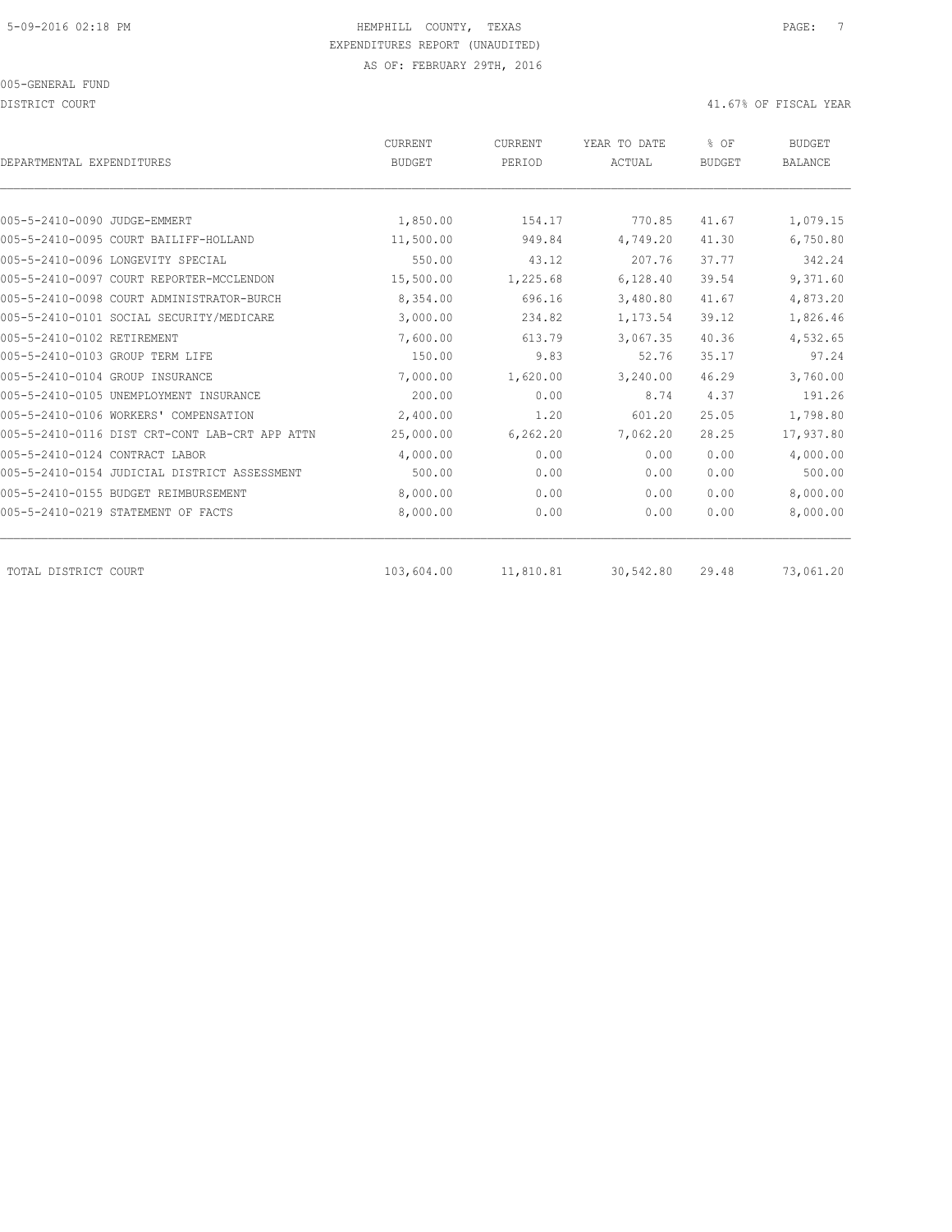5-09-2016 02:18 PM HEMPHILL COUNTY, TEXAS

EXPENDITURES REPORT (UNAUDITED)

AS OF: FEBRUARY 29TH, 2016

005-GENERAL FUND

DISTRICT COURT 41.67% OF FISCAL YEAR

| DEPARTMENTAL EXPENDITURES | CURRENT BUDGET | CURRENT PERIOD | YEAR TO DATE ACTUAL | % OF BUDGET | BUDGET BALANCE |
|---|---|---|---|---|---|
| 005-5-2410-0090 JUDGE-EMMERT | 1,850.00 | 154.17 | 770.85 | 41.67 | 1,079.15 |
| 005-5-2410-0095 COURT BAILIFF-HOLLAND | 11,500.00 | 949.84 | 4,749.20 | 41.30 | 6,750.80 |
| 005-5-2410-0096 LONGEVITY SPECIAL | 550.00 | 43.12 | 207.76 | 37.77 | 342.24 |
| 005-5-2410-0097 COURT REPORTER-MCCLENDON | 15,500.00 | 1,225.68 | 6,128.40 | 39.54 | 9,371.60 |
| 005-5-2410-0098 COURT ADMINISTRATOR-BURCH | 8,354.00 | 696.16 | 3,480.80 | 41.67 | 4,873.20 |
| 005-5-2410-0101 SOCIAL SECURITY/MEDICARE | 3,000.00 | 234.82 | 1,173.54 | 39.12 | 1,826.46 |
| 005-5-2410-0102 RETIREMENT | 7,600.00 | 613.79 | 3,067.35 | 40.36 | 4,532.65 |
| 005-5-2410-0103 GROUP TERM LIFE | 150.00 | 9.83 | 52.76 | 35.17 | 97.24 |
| 005-5-2410-0104 GROUP INSURANCE | 7,000.00 | 1,620.00 | 3,240.00 | 46.29 | 3,760.00 |
| 005-5-2410-0105 UNEMPLOYMENT INSURANCE | 200.00 | 0.00 | 8.74 | 4.37 | 191.26 |
| 005-5-2410-0106 WORKERS' COMPENSATION | 2,400.00 | 1.20 | 601.20 | 25.05 | 1,798.80 |
| 005-5-2410-0116 DIST CRT-CONT LAB-CRT APP ATTN | 25,000.00 | 6,262.20 | 7,062.20 | 28.25 | 17,937.80 |
| 005-5-2410-0124 CONTRACT LABOR | 4,000.00 | 0.00 | 0.00 | 0.00 | 4,000.00 |
| 005-5-2410-0154 JUDICIAL DISTRICT ASSESSMENT | 500.00 | 0.00 | 0.00 | 0.00 | 500.00 |
| 005-5-2410-0155 BUDGET REIMBURSEMENT | 8,000.00 | 0.00 | 0.00 | 0.00 | 8,000.00 |
| 005-5-2410-0219 STATEMENT OF FACTS | 8,000.00 | 0.00 | 0.00 | 0.00 | 8,000.00 |
| TOTAL DISTRICT COURT | 103,604.00 | 11,810.81 | 30,542.80 | 29.48 | 73,061.20 |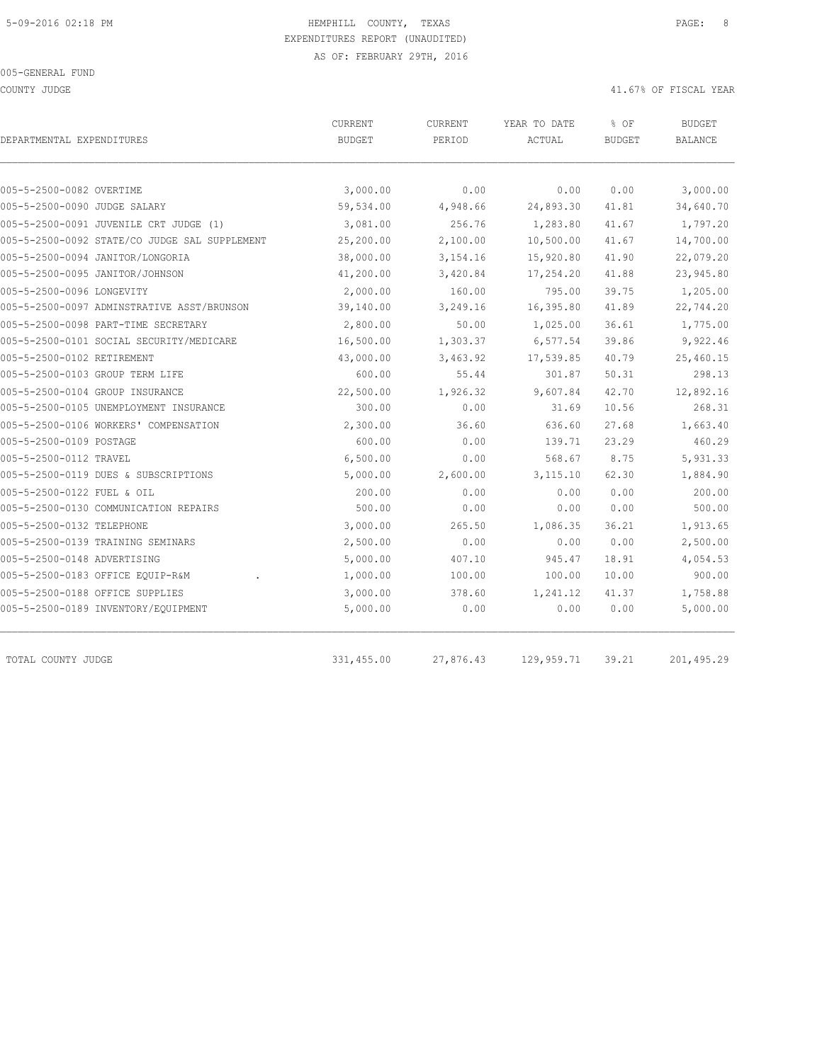5-09-2016 02:18 PM HEMPHILL COUNTY, TEXAS

EXPENDITURES REPORT (UNAUDITED)

AS OF: FEBRUARY 29TH, 2016

005-GENERAL FUND

COUNTY JUDGE 41.67% OF FISCAL YEAR

| DEPARTMENTAL EXPENDITURES | CURRENT BUDGET | CURRENT PERIOD | YEAR TO DATE ACTUAL | % OF BUDGET | BUDGET BALANCE |
|---|---|---|---|---|---|
| 005-5-2500-0082 OVERTIME | 3,000.00 | 0.00 | 0.00 | 0.00 | 3,000.00 |
| 005-5-2500-0090 JUDGE SALARY | 59,534.00 | 4,948.66 | 24,893.30 | 41.81 | 34,640.70 |
| 005-5-2500-0091 JUVENILE CRT JUDGE (1) | 3,081.00 | 256.76 | 1,283.80 | 41.67 | 1,797.20 |
| 005-5-2500-0092 STATE/CO JUDGE SAL SUPPLEMENT | 25,200.00 | 2,100.00 | 10,500.00 | 41.67 | 14,700.00 |
| 005-5-2500-0094 JANITOR/LONGORIA | 38,000.00 | 3,154.16 | 15,920.80 | 41.90 | 22,079.20 |
| 005-5-2500-0095 JANITOR/JOHNSON | 41,200.00 | 3,420.84 | 17,254.20 | 41.88 | 23,945.80 |
| 005-5-2500-0096 LONGEVITY | 2,000.00 | 160.00 | 795.00 | 39.75 | 1,205.00 |
| 005-5-2500-0097 ADMINSTRATIVE ASST/BRUNSON | 39,140.00 | 3,249.16 | 16,395.80 | 41.89 | 22,744.20 |
| 005-5-2500-0098 PART-TIME SECRETARY | 2,800.00 | 50.00 | 1,025.00 | 36.61 | 1,775.00 |
| 005-5-2500-0101 SOCIAL SECURITY/MEDICARE | 16,500.00 | 1,303.37 | 6,577.54 | 39.86 | 9,922.46 |
| 005-5-2500-0102 RETIREMENT | 43,000.00 | 3,463.92 | 17,539.85 | 40.79 | 25,460.15 |
| 005-5-2500-0103 GROUP TERM LIFE | 600.00 | 55.44 | 301.87 | 50.31 | 298.13 |
| 005-5-2500-0104 GROUP INSURANCE | 22,500.00 | 1,926.32 | 9,607.84 | 42.70 | 12,892.16 |
| 005-5-2500-0105 UNEMPLOYMENT INSURANCE | 300.00 | 0.00 | 31.69 | 10.56 | 268.31 |
| 005-5-2500-0106 WORKERS' COMPENSATION | 2,300.00 | 36.60 | 636.60 | 27.68 | 1,663.40 |
| 005-5-2500-0109 POSTAGE | 600.00 | 0.00 | 139.71 | 23.29 | 460.29 |
| 005-5-2500-0112 TRAVEL | 6,500.00 | 0.00 | 568.67 | 8.75 | 5,931.33 |
| 005-5-2500-0119 DUES & SUBSCRIPTIONS | 5,000.00 | 2,600.00 | 3,115.10 | 62.30 | 1,884.90 |
| 005-5-2500-0122 FUEL & OIL | 200.00 | 0.00 | 0.00 | 0.00 | 200.00 |
| 005-5-2500-0130 COMMUNICATION REPAIRS | 500.00 | 0.00 | 0.00 | 0.00 | 500.00 |
| 005-5-2500-0132 TELEPHONE | 3,000.00 | 265.50 | 1,086.35 | 36.21 | 1,913.65 |
| 005-5-2500-0139 TRAINING SEMINARS | 2,500.00 | 0.00 | 0.00 | 0.00 | 2,500.00 |
| 005-5-2500-0148 ADVERTISING | 5,000.00 | 407.10 | 945.47 | 18.91 | 4,054.53 |
| 005-5-2500-0183 OFFICE EQUIP-R&M . | 1,000.00 | 100.00 | 100.00 | 10.00 | 900.00 |
| 005-5-2500-0188 OFFICE SUPPLIES | 3,000.00 | 378.60 | 1,241.12 | 41.37 | 1,758.88 |
| 005-5-2500-0189 INVENTORY/EQUIPMENT | 5,000.00 | 0.00 | 0.00 | 0.00 | 5,000.00 |
| TOTAL COUNTY JUDGE | 331,455.00 | 27,876.43 | 129,959.71 | 39.21 | 201,495.29 |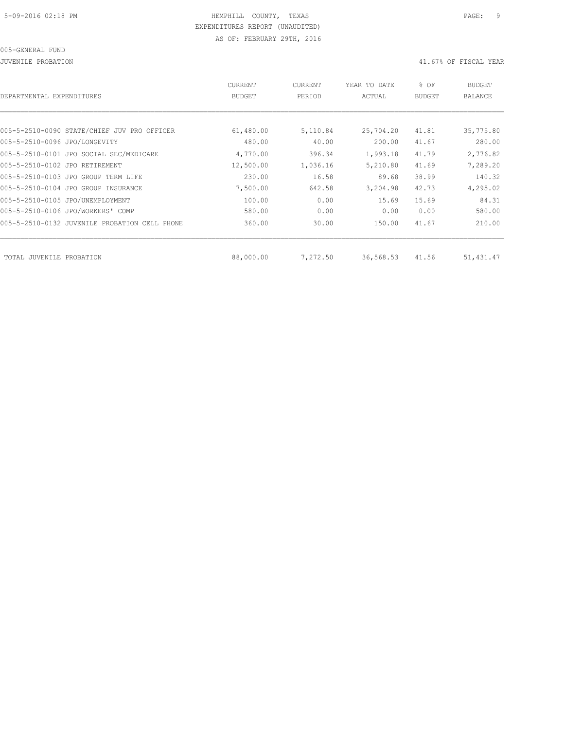HEMPHILL COUNTY, TEXAS

EXPENDITURES REPORT (UNAUDITED)

AS OF: FEBRUARY 29TH, 2016

005-GENERAL FUND

JUVENILE PROBATION

41.67% OF FISCAL YEAR

| DEPARTMENTAL EXPENDITURES | CURRENT BUDGET | CURRENT PERIOD | YEAR TO DATE ACTUAL | % OF BUDGET | BUDGET BALANCE |
|---|---|---|---|---|---|
| 005-5-2510-0090 STATE/CHIEF JUV PRO OFFICER | 61,480.00 | 5,110.84 | 25,704.20 | 41.81 | 35,775.80 |
| 005-5-2510-0096 JPO/LONGEVITY | 480.00 | 40.00 | 200.00 | 41.67 | 280.00 |
| 005-5-2510-0101 JPO SOCIAL SEC/MEDICARE | 4,770.00 | 396.34 | 1,993.18 | 41.79 | 2,776.82 |
| 005-5-2510-0102 JPO RETIREMENT | 12,500.00 | 1,036.16 | 5,210.80 | 41.69 | 7,289.20 |
| 005-5-2510-0103 JPO GROUP TERM LIFE | 230.00 | 16.58 | 89.68 | 38.99 | 140.32 |
| 005-5-2510-0104 JPO GROUP INSURANCE | 7,500.00 | 642.58 | 3,204.98 | 42.73 | 4,295.02 |
| 005-5-2510-0105 JPO/UNEMPLOYMENT | 100.00 | 0.00 | 15.69 | 15.69 | 84.31 |
| 005-5-2510-0106 JPO/WORKERS' COMP | 580.00 | 0.00 | 0.00 | 0.00 | 580.00 |
| 005-5-2510-0132 JUVENILE PROBATION CELL PHONE | 360.00 | 30.00 | 150.00 | 41.67 | 210.00 |
| TOTAL JUVENILE PROBATION | 88,000.00 | 7,272.50 | 36,568.53 | 41.56 | 51,431.47 |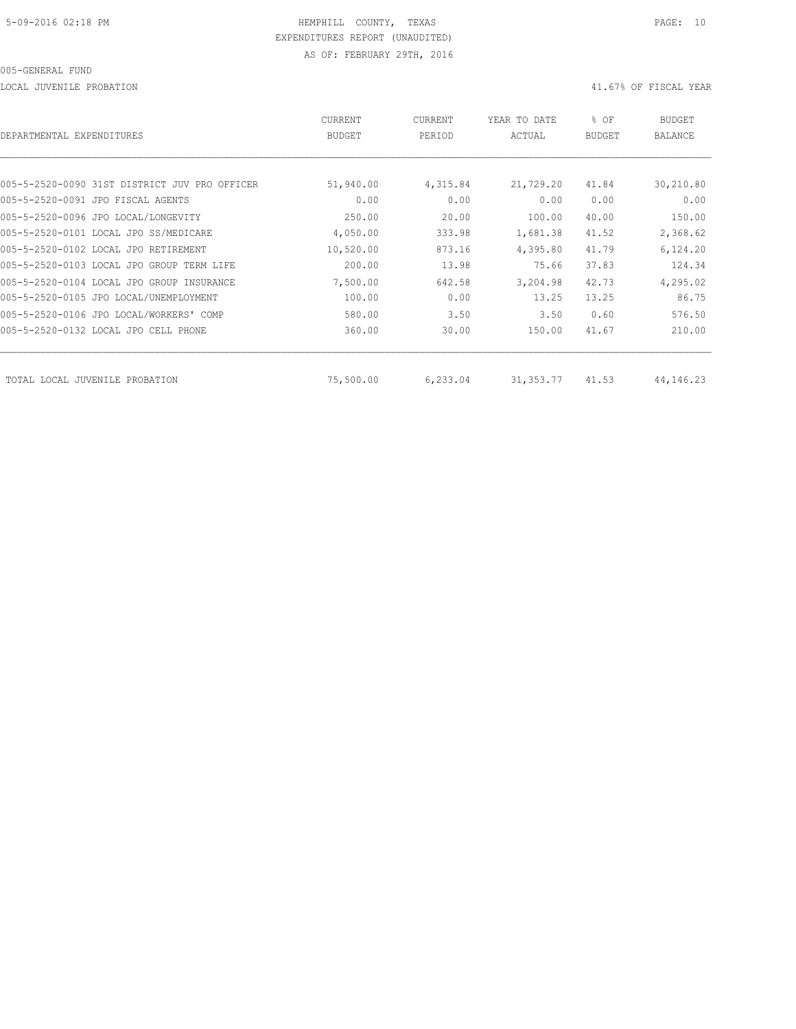HEMPHILL COUNTY, TEXAS
EXPENDITURES REPORT (UNAUDITED)
AS OF: FEBRUARY 29TH, 2016

005-GENERAL FUND

LOCAL JUVENILE PROBATION — 41.67% OF FISCAL YEAR

| DEPARTMENTAL EXPENDITURES | CURRENT BUDGET | CURRENT PERIOD | YEAR TO DATE ACTUAL | % OF BUDGET | BUDGET BALANCE |
|---|---|---|---|---|---|
| 005-5-2520-0090 31ST DISTRICT JUV PRO OFFICER | 51,940.00 | 4,315.84 | 21,729.20 | 41.84 | 30,210.80 |
| 005-5-2520-0091 JPO FISCAL AGENTS | 0.00 | 0.00 | 0.00 | 0.00 | 0.00 |
| 005-5-2520-0096 JPO LOCAL/LONGEVITY | 250.00 | 20.00 | 100.00 | 40.00 | 150.00 |
| 005-5-2520-0101 LOCAL JPO SS/MEDICARE | 4,050.00 | 333.98 | 1,681.38 | 41.52 | 2,368.62 |
| 005-5-2520-0102 LOCAL JPO RETIREMENT | 10,520.00 | 873.16 | 4,395.80 | 41.79 | 6,124.20 |
| 005-5-2520-0103 LOCAL JPO GROUP TERM LIFE | 200.00 | 13.98 | 75.66 | 37.83 | 124.34 |
| 005-5-2520-0104 LOCAL JPO GROUP INSURANCE | 7,500.00 | 642.58 | 3,204.98 | 42.73 | 4,295.02 |
| 005-5-2520-0105 JPO LOCAL/UNEMPLOYMENT | 100.00 | 0.00 | 13.25 | 13.25 | 86.75 |
| 005-5-2520-0106 JPO LOCAL/WORKERS' COMP | 580.00 | 3.50 | 3.50 | 0.60 | 576.50 |
| 005-5-2520-0132 LOCAL JPO CELL PHONE | 360.00 | 30.00 | 150.00 | 41.67 | 210.00 |
| TOTAL LOCAL JUVENILE PROBATION | 75,500.00 | 6,233.04 | 31,353.77 | 41.53 | 44,146.23 |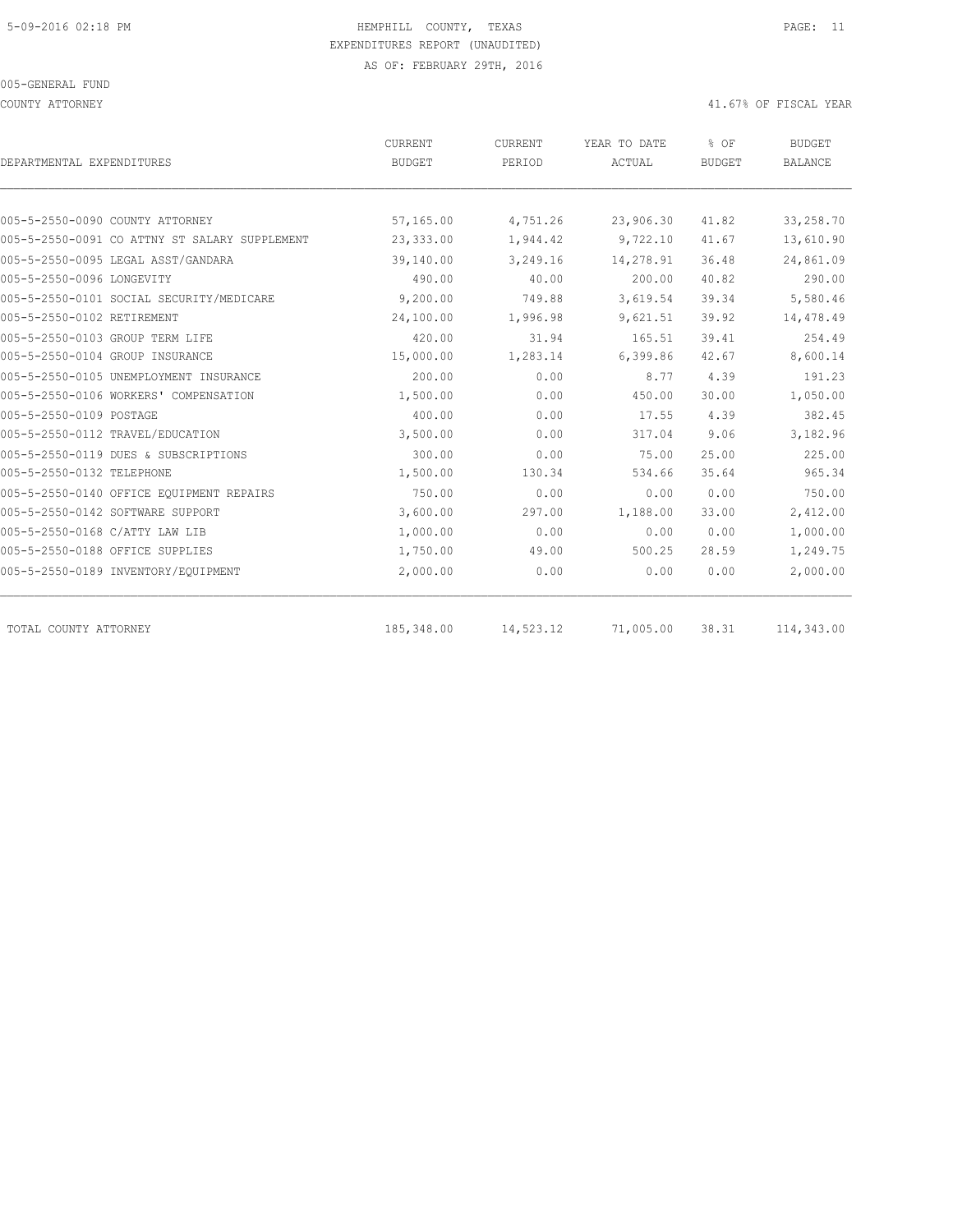HEMPHILL COUNTY, TEXAS
EXPENDITURES REPORT (UNAUDITED)
AS OF: FEBRUARY 29TH, 2016

005-GENERAL FUND

COUNTY ATTORNEY

41.67% OF FISCAL YEAR

| DEPARTMENTAL EXPENDITURES | CURRENT BUDGET | CURRENT PERIOD | YEAR TO DATE ACTUAL | % OF BUDGET | BUDGET BALANCE |
|---|---|---|---|---|---|
| 005-5-2550-0090 COUNTY ATTORNEY | 57,165.00 | 4,751.26 | 23,906.30 | 41.82 | 33,258.70 |
| 005-5-2550-0091 CO ATTNY ST SALARY SUPPLEMENT | 23,333.00 | 1,944.42 | 9,722.10 | 41.67 | 13,610.90 |
| 005-5-2550-0095 LEGAL ASST/GANDARA | 39,140.00 | 3,249.16 | 14,278.91 | 36.48 | 24,861.09 |
| 005-5-2550-0096 LONGEVITY | 490.00 | 40.00 | 200.00 | 40.82 | 290.00 |
| 005-5-2550-0101 SOCIAL SECURITY/MEDICARE | 9,200.00 | 749.88 | 3,619.54 | 39.34 | 5,580.46 |
| 005-5-2550-0102 RETIREMENT | 24,100.00 | 1,996.98 | 9,621.51 | 39.92 | 14,478.49 |
| 005-5-2550-0103 GROUP TERM LIFE | 420.00 | 31.94 | 165.51 | 39.41 | 254.49 |
| 005-5-2550-0104 GROUP INSURANCE | 15,000.00 | 1,283.14 | 6,399.86 | 42.67 | 8,600.14 |
| 005-5-2550-0105 UNEMPLOYMENT INSURANCE | 200.00 | 0.00 | 8.77 | 4.39 | 191.23 |
| 005-5-2550-0106 WORKERS' COMPENSATION | 1,500.00 | 0.00 | 450.00 | 30.00 | 1,050.00 |
| 005-5-2550-0109 POSTAGE | 400.00 | 0.00 | 17.55 | 4.39 | 382.45 |
| 005-5-2550-0112 TRAVEL/EDUCATION | 3,500.00 | 0.00 | 317.04 | 9.06 | 3,182.96 |
| 005-5-2550-0119 DUES & SUBSCRIPTIONS | 300.00 | 0.00 | 75.00 | 25.00 | 225.00 |
| 005-5-2550-0132 TELEPHONE | 1,500.00 | 130.34 | 534.66 | 35.64 | 965.34 |
| 005-5-2550-0140 OFFICE EQUIPMENT REPAIRS | 750.00 | 0.00 | 0.00 | 0.00 | 750.00 |
| 005-5-2550-0142 SOFTWARE SUPPORT | 3,600.00 | 297.00 | 1,188.00 | 33.00 | 2,412.00 |
| 005-5-2550-0168 C/ATTY LAW LIB | 1,000.00 | 0.00 | 0.00 | 0.00 | 1,000.00 |
| 005-5-2550-0188 OFFICE SUPPLIES | 1,750.00 | 49.00 | 500.25 | 28.59 | 1,249.75 |
| 005-5-2550-0189 INVENTORY/EQUIPMENT | 2,000.00 | 0.00 | 0.00 | 0.00 | 2,000.00 |
| TOTAL COUNTY ATTORNEY | 185,348.00 | 14,523.12 | 71,005.00 | 38.31 | 114,343.00 |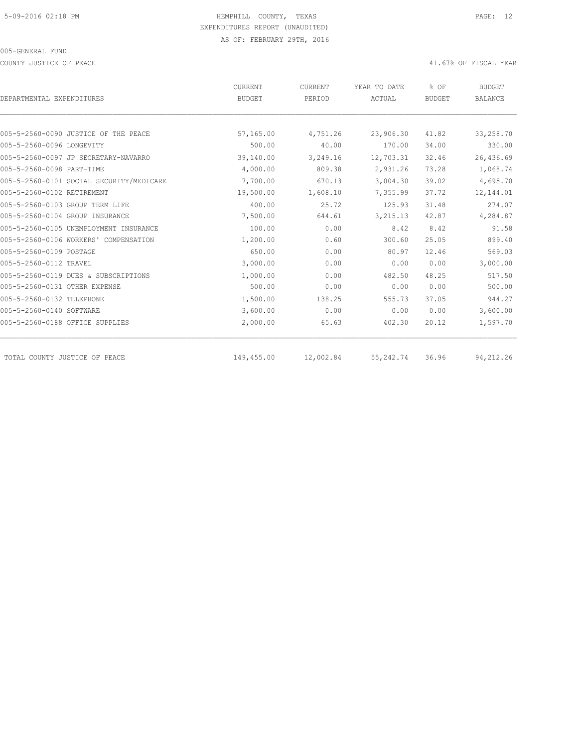HEMPHILL COUNTY, TEXAS
EXPENDITURES REPORT (UNAUDITED)
AS OF: FEBRUARY 29TH, 2016

005-GENERAL FUND

COUNTY JUSTICE OF PEACE

41.67% OF FISCAL YEAR

| DEPARTMENTAL EXPENDITURES | CURRENT BUDGET | CURRENT PERIOD | YEAR TO DATE ACTUAL | % OF BUDGET | BUDGET BALANCE |
|---|---|---|---|---|---|
| 005-5-2560-0090 JUSTICE OF THE PEACE | 57,165.00 | 4,751.26 | 23,906.30 | 41.82 | 33,258.70 |
| 005-5-2560-0096 LONGEVITY | 500.00 | 40.00 | 170.00 | 34.00 | 330.00 |
| 005-5-2560-0097 JP SECRETARY-NAVARRO | 39,140.00 | 3,249.16 | 12,703.31 | 32.46 | 26,436.69 |
| 005-5-2560-0098 PART-TIME | 4,000.00 | 809.38 | 2,931.26 | 73.28 | 1,068.74 |
| 005-5-2560-0101 SOCIAL SECURITY/MEDICARE | 7,700.00 | 670.13 | 3,004.30 | 39.02 | 4,695.70 |
| 005-5-2560-0102 RETIREMENT | 19,500.00 | 1,608.10 | 7,355.99 | 37.72 | 12,144.01 |
| 005-5-2560-0103 GROUP TERM LIFE | 400.00 | 25.72 | 125.93 | 31.48 | 274.07 |
| 005-5-2560-0104 GROUP INSURANCE | 7,500.00 | 644.61 | 3,215.13 | 42.87 | 4,284.87 |
| 005-5-2560-0105 UNEMPLOYMENT INSURANCE | 100.00 | 0.00 | 8.42 | 8.42 | 91.58 |
| 005-5-2560-0106 WORKERS' COMPENSATION | 1,200.00 | 0.60 | 300.60 | 25.05 | 899.40 |
| 005-5-2560-0109 POSTAGE | 650.00 | 0.00 | 80.97 | 12.46 | 569.03 |
| 005-5-2560-0112 TRAVEL | 3,000.00 | 0.00 | 0.00 | 0.00 | 3,000.00 |
| 005-5-2560-0119 DUES & SUBSCRIPTIONS | 1,000.00 | 0.00 | 482.50 | 48.25 | 517.50 |
| 005-5-2560-0131 OTHER EXPENSE | 500.00 | 0.00 | 0.00 | 0.00 | 500.00 |
| 005-5-2560-0132 TELEPHONE | 1,500.00 | 138.25 | 555.73 | 37.05 | 944.27 |
| 005-5-2560-0140 SOFTWARE | 3,600.00 | 0.00 | 0.00 | 0.00 | 3,600.00 |
| 005-5-2560-0188 OFFICE SUPPLIES | 2,000.00 | 65.63 | 402.30 | 20.12 | 1,597.70 |
| TOTAL COUNTY JUSTICE OF PEACE | 149,455.00 | 12,002.84 | 55,242.74 | 36.96 | 94,212.26 |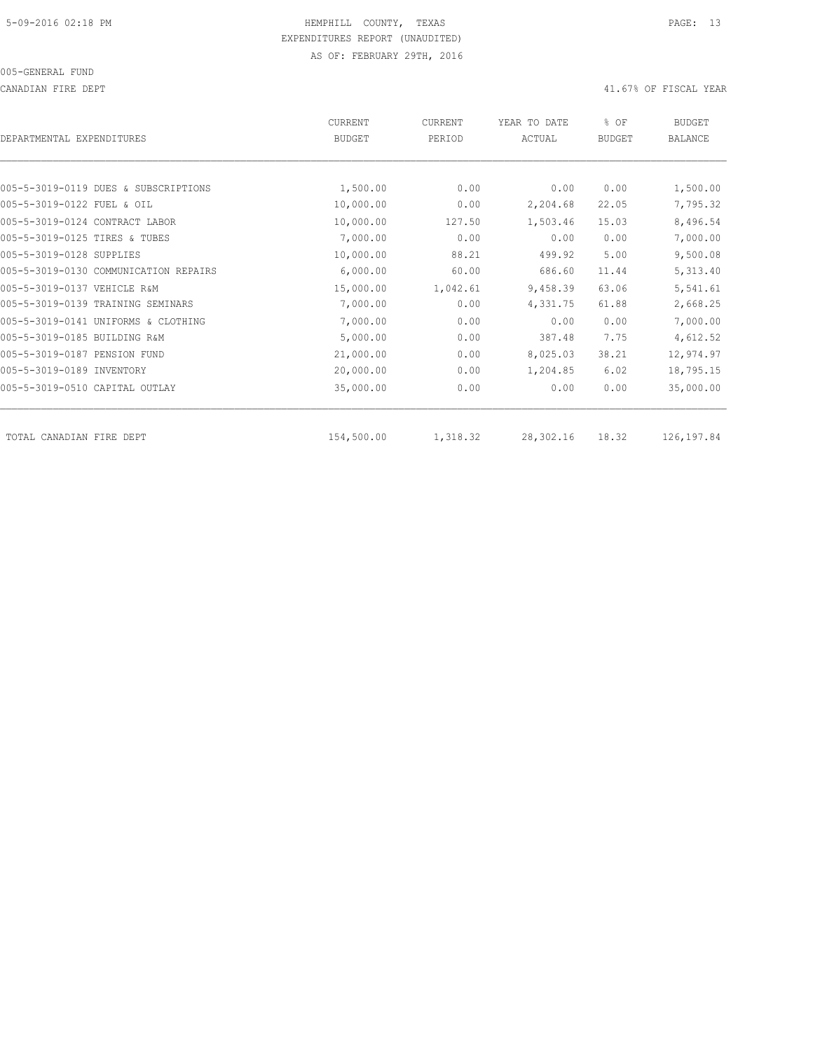HEMPHILL COUNTY, TEXAS
EXPENDITURES REPORT (UNAUDITED)
AS OF: FEBRUARY 29TH, 2016

005-GENERAL FUND

CANADIAN FIRE DEPT

41.67% OF FISCAL YEAR

| DEPARTMENTAL EXPENDITURES | CURRENT BUDGET | CURRENT PERIOD | YEAR TO DATE ACTUAL | % OF BUDGET | BUDGET BALANCE |
|---|---|---|---|---|---|
| 005-5-3019-0119 DUES & SUBSCRIPTIONS | 1,500.00 | 0.00 | 0.00 | 0.00 | 1,500.00 |
| 005-5-3019-0122 FUEL & OIL | 10,000.00 | 0.00 | 2,204.68 | 22.05 | 7,795.32 |
| 005-5-3019-0124 CONTRACT LABOR | 10,000.00 | 127.50 | 1,503.46 | 15.03 | 8,496.54 |
| 005-5-3019-0125 TIRES & TUBES | 7,000.00 | 0.00 | 0.00 | 0.00 | 7,000.00 |
| 005-5-3019-0128 SUPPLIES | 10,000.00 | 88.21 | 499.92 | 5.00 | 9,500.08 |
| 005-5-3019-0130 COMMUNICATION REPAIRS | 6,000.00 | 60.00 | 686.60 | 11.44 | 5,313.40 |
| 005-5-3019-0137 VEHICLE R&M | 15,000.00 | 1,042.61 | 9,458.39 | 63.06 | 5,541.61 |
| 005-5-3019-0139 TRAINING SEMINARS | 7,000.00 | 0.00 | 4,331.75 | 61.88 | 2,668.25 |
| 005-5-3019-0141 UNIFORMS & CLOTHING | 7,000.00 | 0.00 | 0.00 | 0.00 | 7,000.00 |
| 005-5-3019-0185 BUILDING R&M | 5,000.00 | 0.00 | 387.48 | 7.75 | 4,612.52 |
| 005-5-3019-0187 PENSION FUND | 21,000.00 | 0.00 | 8,025.03 | 38.21 | 12,974.97 |
| 005-5-3019-0189 INVENTORY | 20,000.00 | 0.00 | 1,204.85 | 6.02 | 18,795.15 |
| 005-5-3019-0510 CAPITAL OUTLAY | 35,000.00 | 0.00 | 0.00 | 0.00 | 35,000.00 |
| TOTAL CANADIAN FIRE DEPT | 154,500.00 | 1,318.32 | 28,302.16 | 18.32 | 126,197.84 |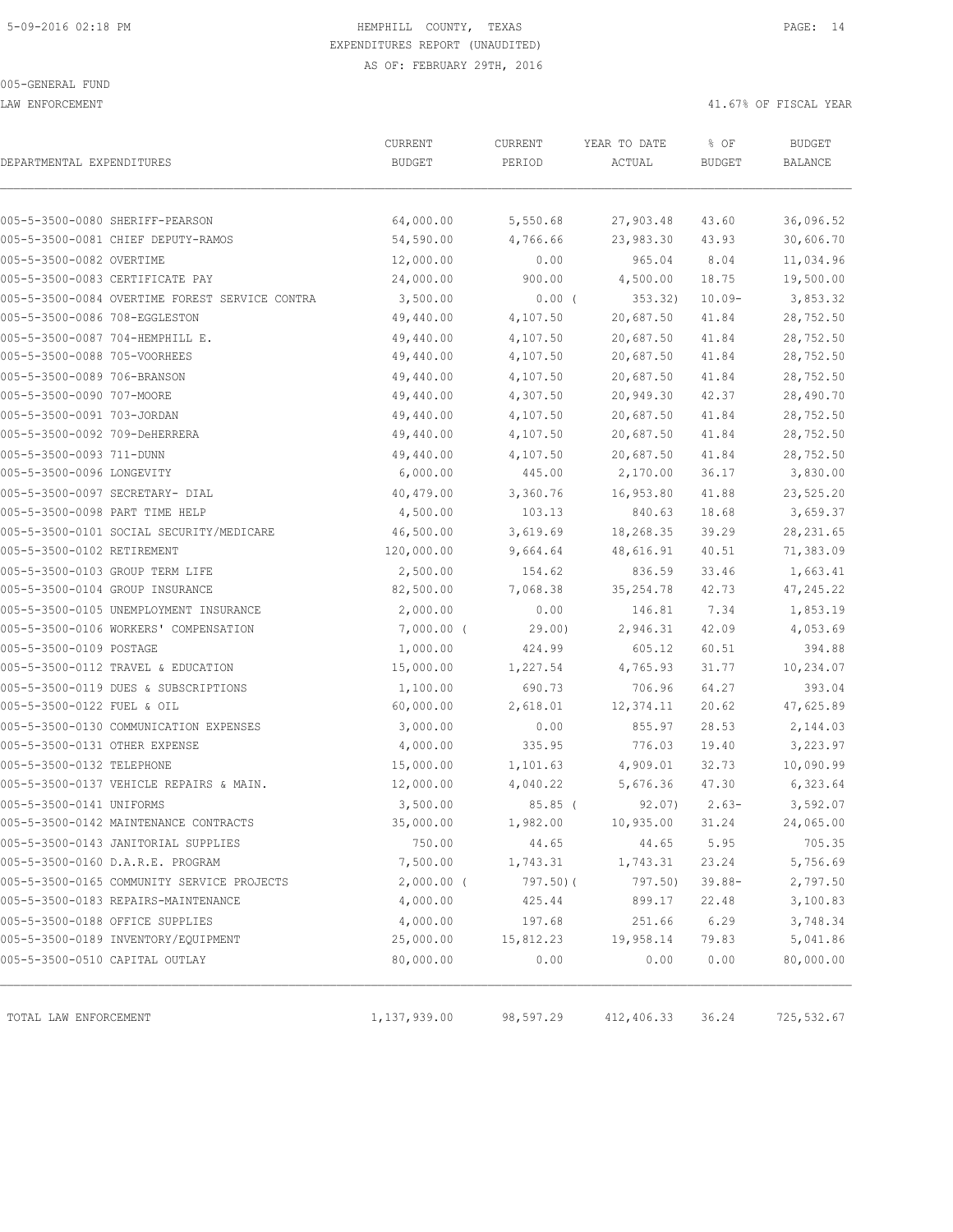5-09-2016 02:18 PM

HEMPHILL COUNTY, TEXAS
EXPENDITURES REPORT (UNAUDITED)
AS OF: FEBRUARY 29TH, 2016

005-GENERAL FUND

LAW ENFORCEMENT

41.67% OF FISCAL YEAR

| DEPARTMENTAL EXPENDITURES | CURRENT BUDGET | CURRENT PERIOD | YEAR TO DATE ACTUAL | % OF BUDGET | BUDGET BALANCE |
|---|---|---|---|---|---|
| 005-5-3500-0080 SHERIFF-PEARSON | 64,000.00 | 5,550.68 | 27,903.48 | 43.60 | 36,096.52 |
| 005-5-3500-0081 CHIEF DEPUTY-RAMOS | 54,590.00 | 4,766.66 | 23,983.30 | 43.93 | 30,606.70 |
| 005-5-3500-0082 OVERTIME | 12,000.00 | 0.00 | 965.04 | 8.04 | 11,034.96 |
| 005-5-3500-0083 CERTIFICATE PAY | 24,000.00 | 900.00 | 4,500.00 | 18.75 | 19,500.00 |
| 005-5-3500-0084 OVERTIME FOREST SERVICE CONTRA | 3,500.00 | 0.00 | ( 353.32) | 10.09- | 3,853.32 |
| 005-5-3500-0086 708-EGGLESTON | 49,440.00 | 4,107.50 | 20,687.50 | 41.84 | 28,752.50 |
| 005-5-3500-0087 704-HEMPHILL E. | 49,440.00 | 4,107.50 | 20,687.50 | 41.84 | 28,752.50 |
| 005-5-3500-0088 705-VOORHEES | 49,440.00 | 4,107.50 | 20,687.50 | 41.84 | 28,752.50 |
| 005-5-3500-0089 706-BRANSON | 49,440.00 | 4,107.50 | 20,687.50 | 41.84 | 28,752.50 |
| 005-5-3500-0090 707-MOORE | 49,440.00 | 4,307.50 | 20,949.30 | 42.37 | 28,490.70 |
| 005-5-3500-0091 703-JORDAN | 49,440.00 | 4,107.50 | 20,687.50 | 41.84 | 28,752.50 |
| 005-5-3500-0092 709-DeHERRERA | 49,440.00 | 4,107.50 | 20,687.50 | 41.84 | 28,752.50 |
| 005-5-3500-0093 711-DUNN | 49,440.00 | 4,107.50 | 20,687.50 | 41.84 | 28,752.50 |
| 005-5-3500-0096 LONGEVITY | 6,000.00 | 445.00 | 2,170.00 | 36.17 | 3,830.00 |
| 005-5-3500-0097 SECRETARY- DIAL | 40,479.00 | 3,360.76 | 16,953.80 | 41.88 | 23,525.20 |
| 005-5-3500-0098 PART TIME HELP | 4,500.00 | 103.13 | 840.63 | 18.68 | 3,659.37 |
| 005-5-3500-0101 SOCIAL SECURITY/MEDICARE | 46,500.00 | 3,619.69 | 18,268.35 | 39.29 | 28,231.65 |
| 005-5-3500-0102 RETIREMENT | 120,000.00 | 9,664.64 | 48,616.91 | 40.51 | 71,383.09 |
| 005-5-3500-0103 GROUP TERM LIFE | 2,500.00 | 154.62 | 836.59 | 33.46 | 1,663.41 |
| 005-5-3500-0104 GROUP INSURANCE | 82,500.00 | 7,068.38 | 35,254.78 | 42.73 | 47,245.22 |
| 005-5-3500-0105 UNEMPLOYMENT INSURANCE | 2,000.00 | 0.00 | 146.81 | 7.34 | 1,853.19 |
| 005-5-3500-0106 WORKERS' COMPENSATION | 7,000.00 | ( 29.00) | 2,946.31 | 42.09 | 4,053.69 |
| 005-5-3500-0109 POSTAGE | 1,000.00 | 424.99 | 605.12 | 60.51 | 394.88 |
| 005-5-3500-0112 TRAVEL & EDUCATION | 15,000.00 | 1,227.54 | 4,765.93 | 31.77 | 10,234.07 |
| 005-5-3500-0119 DUES & SUBSCRIPTIONS | 1,100.00 | 690.73 | 706.96 | 64.27 | 393.04 |
| 005-5-3500-0122 FUEL & OIL | 60,000.00 | 2,618.01 | 12,374.11 | 20.62 | 47,625.89 |
| 005-5-3500-0130 COMMUNICATION EXPENSES | 3,000.00 | 0.00 | 855.97 | 28.53 | 2,144.03 |
| 005-5-3500-0131 OTHER EXPENSE | 4,000.00 | 335.95 | 776.03 | 19.40 | 3,223.97 |
| 005-5-3500-0132 TELEPHONE | 15,000.00 | 1,101.63 | 4,909.01 | 32.73 | 10,090.99 |
| 005-5-3500-0137 VEHICLE REPAIRS & MAIN. | 12,000.00 | 4,040.22 | 5,676.36 | 47.30 | 6,323.64 |
| 005-5-3500-0141 UNIFORMS | 3,500.00 | 85.85 | ( 92.07) | 2.63- | 3,592.07 |
| 005-5-3500-0142 MAINTENANCE CONTRACTS | 35,000.00 | 1,982.00 | 10,935.00 | 31.24 | 24,065.00 |
| 005-5-3500-0143 JANITORIAL SUPPLIES | 750.00 | 44.65 | 44.65 | 5.95 | 705.35 |
| 005-5-3500-0160 D.A.R.E. PROGRAM | 7,500.00 | 1,743.31 | 1,743.31 | 23.24 | 5,756.69 |
| 005-5-3500-0165 COMMUNITY SERVICE PROJECTS | 2,000.00 | ( 797.50) | ( 797.50) | 39.88- | 2,797.50 |
| 005-5-3500-0183 REPAIRS-MAINTENANCE | 4,000.00 | 425.44 | 899.17 | 22.48 | 3,100.83 |
| 005-5-3500-0188 OFFICE SUPPLIES | 4,000.00 | 197.68 | 251.66 | 6.29 | 3,748.34 |
| 005-5-3500-0189 INVENTORY/EQUIPMENT | 25,000.00 | 15,812.23 | 19,958.14 | 79.83 | 5,041.86 |
| 005-5-3500-0510 CAPITAL OUTLAY | 80,000.00 | 0.00 | 0.00 | 0.00 | 80,000.00 |
| TOTAL LAW ENFORCEMENT | 1,137,939.00 | 98,597.29 | 412,406.33 | 36.24 | 725,532.67 |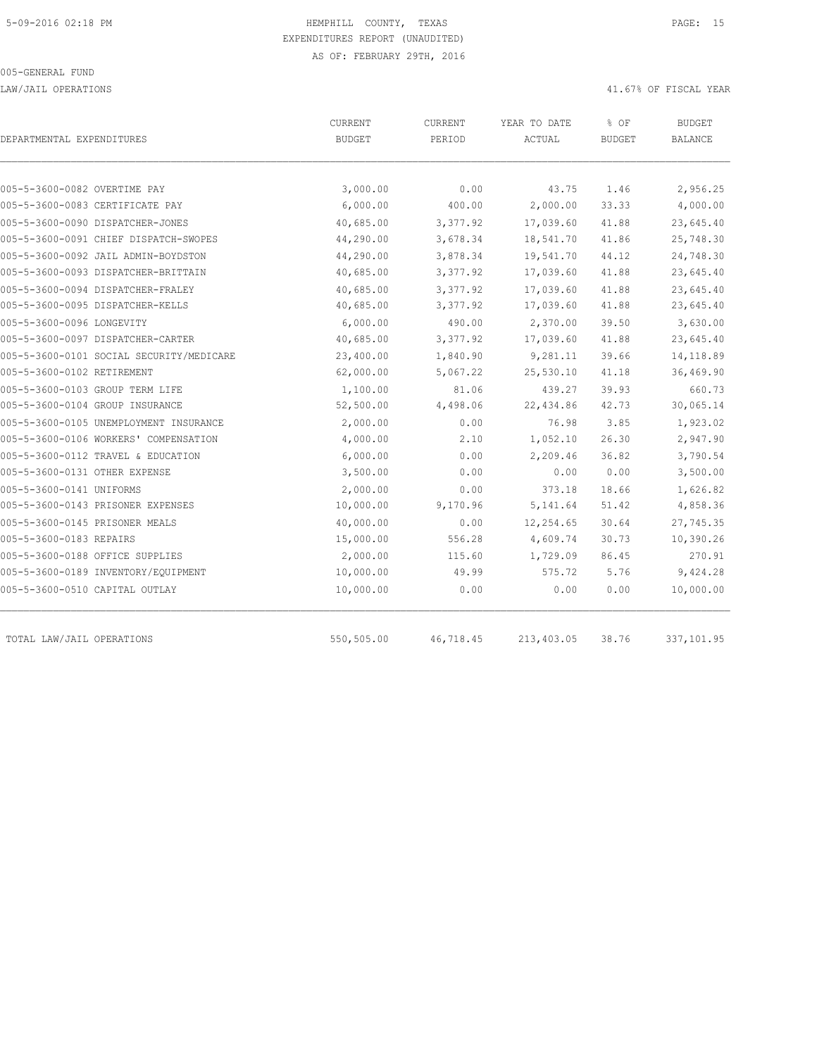HEMPHILL COUNTY, TEXAS
EXPENDITURES REPORT (UNAUDITED)
AS OF: FEBRUARY 29TH, 2016

005-GENERAL FUND

LAW/JAIL OPERATIONS

41.67% OF FISCAL YEAR

| DEPARTMENTAL EXPENDITURES | CURRENT BUDGET | CURRENT PERIOD | YEAR TO DATE ACTUAL | % OF BUDGET | BUDGET BALANCE |
|---|---|---|---|---|---|
| 005-5-3600-0082 OVERTIME PAY | 3,000.00 | 0.00 | 43.75 | 1.46 | 2,956.25 |
| 005-5-3600-0083 CERTIFICATE PAY | 6,000.00 | 400.00 | 2,000.00 | 33.33 | 4,000.00 |
| 005-5-3600-0090 DISPATCHER-JONES | 40,685.00 | 3,377.92 | 17,039.60 | 41.88 | 23,645.40 |
| 005-5-3600-0091 CHIEF DISPATCH-SWOPES | 44,290.00 | 3,678.34 | 18,541.70 | 41.86 | 25,748.30 |
| 005-5-3600-0092 JAIL ADMIN-BOYDSTON | 44,290.00 | 3,878.34 | 19,541.70 | 44.12 | 24,748.30 |
| 005-5-3600-0093 DISPATCHER-BRITTAIN | 40,685.00 | 3,377.92 | 17,039.60 | 41.88 | 23,645.40 |
| 005-5-3600-0094 DISPATCHER-FRALEY | 40,685.00 | 3,377.92 | 17,039.60 | 41.88 | 23,645.40 |
| 005-5-3600-0095 DISPATCHER-KELLS | 40,685.00 | 3,377.92 | 17,039.60 | 41.88 | 23,645.40 |
| 005-5-3600-0096 LONGEVITY | 6,000.00 | 490.00 | 2,370.00 | 39.50 | 3,630.00 |
| 005-5-3600-0097 DISPATCHER-CARTER | 40,685.00 | 3,377.92 | 17,039.60 | 41.88 | 23,645.40 |
| 005-5-3600-0101 SOCIAL SECURITY/MEDICARE | 23,400.00 | 1,840.90 | 9,281.11 | 39.66 | 14,118.89 |
| 005-5-3600-0102 RETIREMENT | 62,000.00 | 5,067.22 | 25,530.10 | 41.18 | 36,469.90 |
| 005-5-3600-0103 GROUP TERM LIFE | 1,100.00 | 81.06 | 439.27 | 39.93 | 660.73 |
| 005-5-3600-0104 GROUP INSURANCE | 52,500.00 | 4,498.06 | 22,434.86 | 42.73 | 30,065.14 |
| 005-5-3600-0105 UNEMPLOYMENT INSURANCE | 2,000.00 | 0.00 | 76.98 | 3.85 | 1,923.02 |
| 005-5-3600-0106 WORKERS' COMPENSATION | 4,000.00 | 2.10 | 1,052.10 | 26.30 | 2,947.90 |
| 005-5-3600-0112 TRAVEL & EDUCATION | 6,000.00 | 0.00 | 2,209.46 | 36.82 | 3,790.54 |
| 005-5-3600-0131 OTHER EXPENSE | 3,500.00 | 0.00 | 0.00 | 0.00 | 3,500.00 |
| 005-5-3600-0141 UNIFORMS | 2,000.00 | 0.00 | 373.18 | 18.66 | 1,626.82 |
| 005-5-3600-0143 PRISONER EXPENSES | 10,000.00 | 9,170.96 | 5,141.64 | 51.42 | 4,858.36 |
| 005-5-3600-0145 PRISONER MEALS | 40,000.00 | 0.00 | 12,254.65 | 30.64 | 27,745.35 |
| 005-5-3600-0183 REPAIRS | 15,000.00 | 556.28 | 4,609.74 | 30.73 | 10,390.26 |
| 005-5-3600-0188 OFFICE SUPPLIES | 2,000.00 | 115.60 | 1,729.09 | 86.45 | 270.91 |
| 005-5-3600-0189 INVENTORY/EQUIPMENT | 10,000.00 | 49.99 | 575.72 | 5.76 | 9,424.28 |
| 005-5-3600-0510 CAPITAL OUTLAY | 10,000.00 | 0.00 | 0.00 | 0.00 | 10,000.00 |
| TOTAL LAW/JAIL OPERATIONS | 550,505.00 | 46,718.45 | 213,403.05 | 38.76 | 337,101.95 |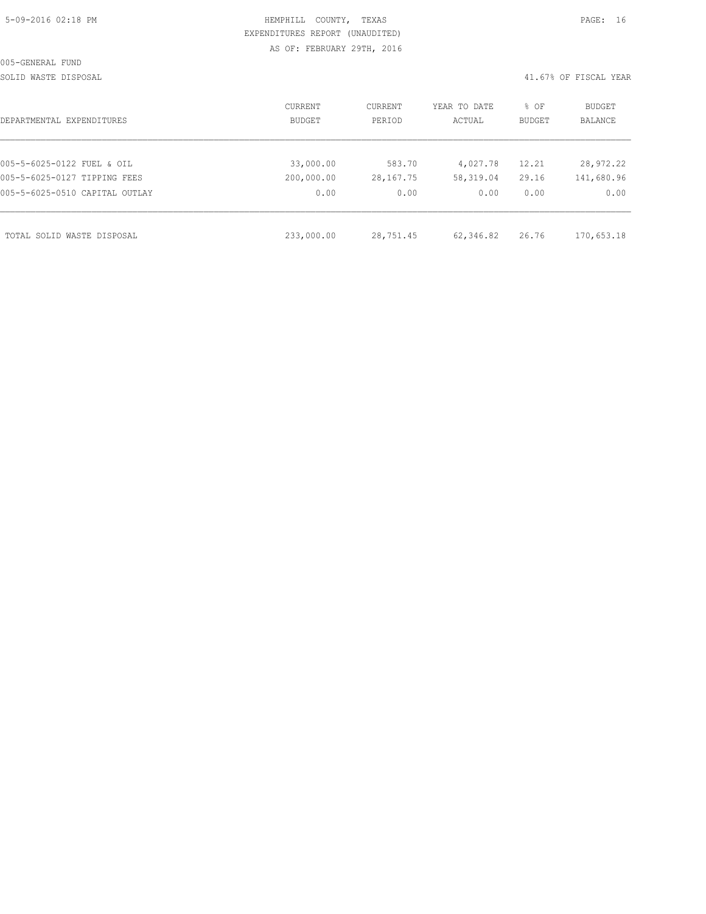HEMPHILL COUNTY, TEXAS
EXPENDITURES REPORT (UNAUDITED)
AS OF: FEBRUARY 29TH, 2016

005-GENERAL FUND

SOLID WASTE DISPOSAL

41.67% OF FISCAL YEAR

| DEPARTMENTAL EXPENDITURES | CURRENT BUDGET | CURRENT PERIOD | YEAR TO DATE ACTUAL | % OF BUDGET | BUDGET BALANCE |
|---|---|---|---|---|---|
| 005-5-6025-0122 FUEL & OIL | 33,000.00 | 583.70 | 4,027.78 | 12.21 | 28,972.22 |
| 005-5-6025-0127 TIPPING FEES | 200,000.00 | 28,167.75 | 58,319.04 | 29.16 | 141,680.96 |
| 005-5-6025-0510 CAPITAL OUTLAY | 0.00 | 0.00 | 0.00 | 0.00 | 0.00 |
| TOTAL SOLID WASTE DISPOSAL | 233,000.00 | 28,751.45 | 62,346.82 | 26.76 | 170,653.18 |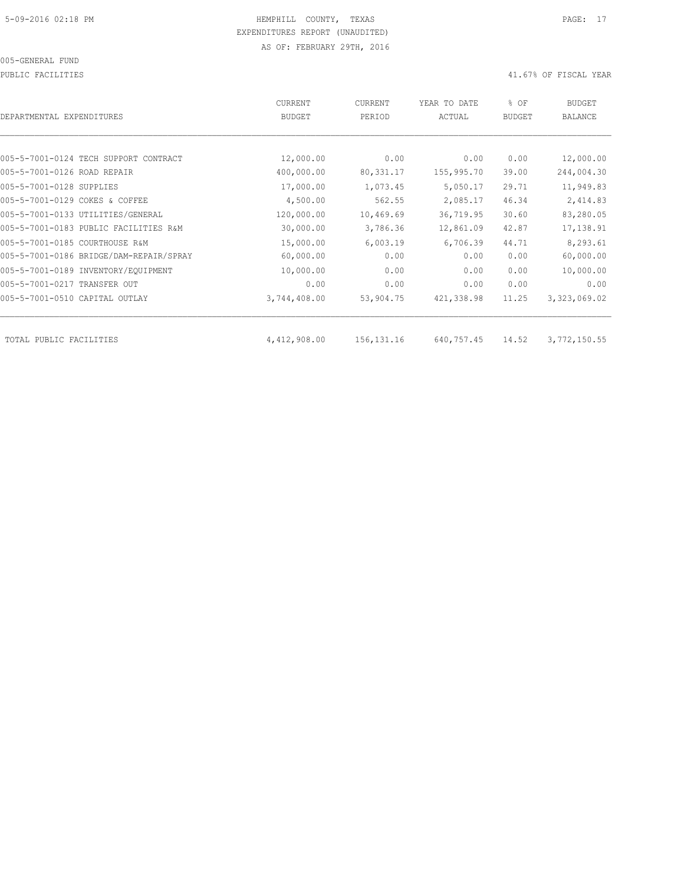HEMPHILL COUNTY, TEXAS
EXPENDITURES REPORT (UNAUDITED)
AS OF: FEBRUARY 29TH, 2016

005-GENERAL FUND

PUBLIC FACILITIES

41.67% OF FISCAL YEAR

| DEPARTMENTAL EXPENDITURES | CURRENT BUDGET | CURRENT PERIOD | YEAR TO DATE ACTUAL | % OF BUDGET | BUDGET BALANCE |
|---|---|---|---|---|---|
| 005-5-7001-0124 TECH SUPPORT CONTRACT | 12,000.00 | 0.00 | 0.00 | 0.00 | 12,000.00 |
| 005-5-7001-0126 ROAD REPAIR | 400,000.00 | 80,331.17 | 155,995.70 | 39.00 | 244,004.30 |
| 005-5-7001-0128 SUPPLIES | 17,000.00 | 1,073.45 | 5,050.17 | 29.71 | 11,949.83 |
| 005-5-7001-0129 COKES & COFFEE | 4,500.00 | 562.55 | 2,085.17 | 46.34 | 2,414.83 |
| 005-5-7001-0133 UTILITIES/GENERAL | 120,000.00 | 10,469.69 | 36,719.95 | 30.60 | 83,280.05 |
| 005-5-7001-0183 PUBLIC FACILITIES R&M | 30,000.00 | 3,786.36 | 12,861.09 | 42.87 | 17,138.91 |
| 005-5-7001-0185 COURTHOUSE R&M | 15,000.00 | 6,003.19 | 6,706.39 | 44.71 | 8,293.61 |
| 005-5-7001-0186 BRIDGE/DAM-REPAIR/SPRAY | 60,000.00 | 0.00 | 0.00 | 0.00 | 60,000.00 |
| 005-5-7001-0189 INVENTORY/EQUIPMENT | 10,000.00 | 0.00 | 0.00 | 0.00 | 10,000.00 |
| 005-5-7001-0217 TRANSFER OUT | 0.00 | 0.00 | 0.00 | 0.00 | 0.00 |
| 005-5-7001-0510 CAPITAL OUTLAY | 3,744,408.00 | 53,904.75 | 421,338.98 | 11.25 | 3,323,069.02 |
| TOTAL PUBLIC FACILITIES | 4,412,908.00 | 156,131.16 | 640,757.45 | 14.52 | 3,772,150.55 |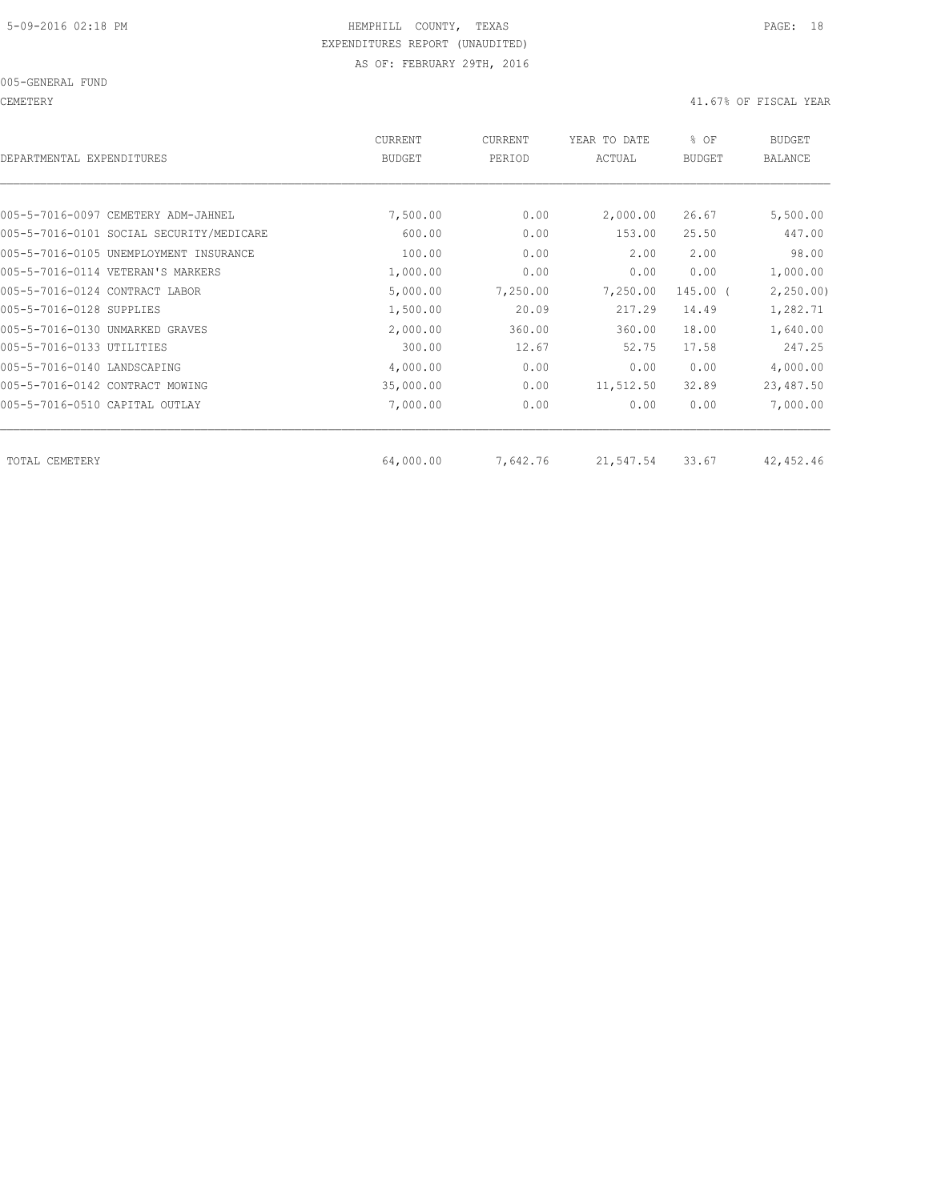HEMPHILL COUNTY, TEXAS

EXPENDITURES REPORT (UNAUDITED)

AS OF: FEBRUARY 29TH, 2016

005-GENERAL FUND

CEMETERY

41.67% OF FISCAL YEAR

| DEPARTMENTAL EXPENDITURES | CURRENT BUDGET | CURRENT PERIOD | YEAR TO DATE ACTUAL | % OF BUDGET | BUDGET BALANCE |
|---|---|---|---|---|---|
| 005-5-7016-0097 CEMETERY ADM-JAHNEL | 7,500.00 | 0.00 | 2,000.00 | 26.67 | 5,500.00 |
| 005-5-7016-0101 SOCIAL SECURITY/MEDICARE | 600.00 | 0.00 | 153.00 | 25.50 | 447.00 |
| 005-5-7016-0105 UNEMPLOYMENT INSURANCE | 100.00 | 0.00 | 2.00 | 2.00 | 98.00 |
| 005-5-7016-0114 VETERAN'S MARKERS | 1,000.00 | 0.00 | 0.00 | 0.00 | 1,000.00 |
| 005-5-7016-0124 CONTRACT LABOR | 5,000.00 | 7,250.00 | 7,250.00 | 145.00 ( | 2,250.00) |
| 005-5-7016-0128 SUPPLIES | 1,500.00 | 20.09 | 217.29 | 14.49 | 1,282.71 |
| 005-5-7016-0130 UNMARKED GRAVES | 2,000.00 | 360.00 | 360.00 | 18.00 | 1,640.00 |
| 005-5-7016-0133 UTILITIES | 300.00 | 12.67 | 52.75 | 17.58 | 247.25 |
| 005-5-7016-0140 LANDSCAPING | 4,000.00 | 0.00 | 0.00 | 0.00 | 4,000.00 |
| 005-5-7016-0142 CONTRACT MOWING | 35,000.00 | 0.00 | 11,512.50 | 32.89 | 23,487.50 |
| 005-5-7016-0510 CAPITAL OUTLAY | 7,000.00 | 0.00 | 0.00 | 0.00 | 7,000.00 |
| TOTAL CEMETERY | 64,000.00 | 7,642.76 | 21,547.54 | 33.67 | 42,452.46 |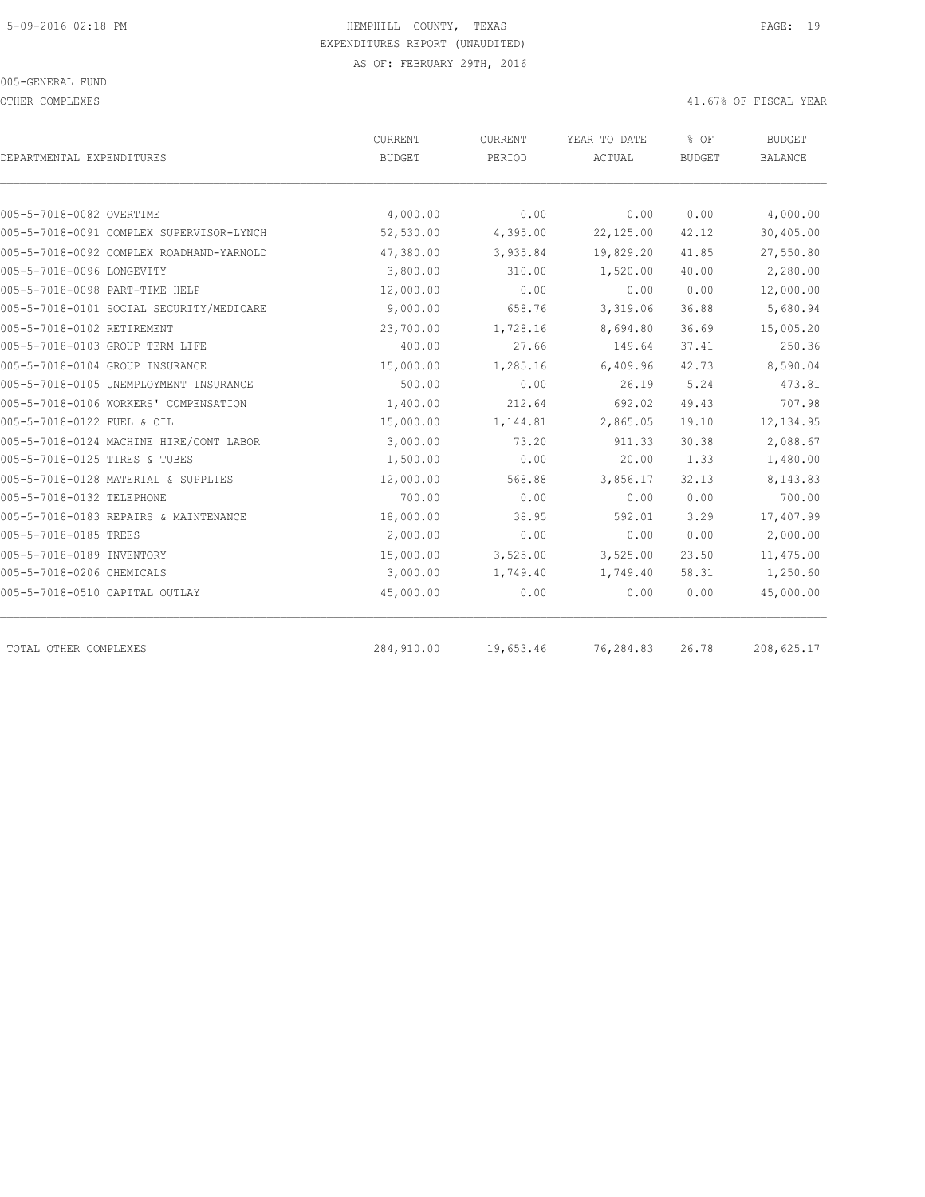HEMPHILL COUNTY, TEXAS
EXPENDITURES REPORT (UNAUDITED)
AS OF: FEBRUARY 29TH, 2016

005-GENERAL FUND

OTHER COMPLEXES 41.67% OF FISCAL YEAR

| DEPARTMENTAL EXPENDITURES | CURRENT BUDGET | CURRENT PERIOD | YEAR TO DATE ACTUAL | % OF BUDGET | BUDGET BALANCE |
|---|---|---|---|---|---|
| 005-5-7018-0082 OVERTIME | 4,000.00 | 0.00 | 0.00 | 0.00 | 4,000.00 |
| 005-5-7018-0091 COMPLEX SUPERVISOR-LYNCH | 52,530.00 | 4,395.00 | 22,125.00 | 42.12 | 30,405.00 |
| 005-5-7018-0092 COMPLEX ROADHAND-YARNOLD | 47,380.00 | 3,935.84 | 19,829.20 | 41.85 | 27,550.80 |
| 005-5-7018-0096 LONGEVITY | 3,800.00 | 310.00 | 1,520.00 | 40.00 | 2,280.00 |
| 005-5-7018-0098 PART-TIME HELP | 12,000.00 | 0.00 | 0.00 | 0.00 | 12,000.00 |
| 005-5-7018-0101 SOCIAL SECURITY/MEDICARE | 9,000.00 | 658.76 | 3,319.06 | 36.88 | 5,680.94 |
| 005-5-7018-0102 RETIREMENT | 23,700.00 | 1,728.16 | 8,694.80 | 36.69 | 15,005.20 |
| 005-5-7018-0103 GROUP TERM LIFE | 400.00 | 27.66 | 149.64 | 37.41 | 250.36 |
| 005-5-7018-0104 GROUP INSURANCE | 15,000.00 | 1,285.16 | 6,409.96 | 42.73 | 8,590.04 |
| 005-5-7018-0105 UNEMPLOYMENT INSURANCE | 500.00 | 0.00 | 26.19 | 5.24 | 473.81 |
| 005-5-7018-0106 WORKERS' COMPENSATION | 1,400.00 | 212.64 | 692.02 | 49.43 | 707.98 |
| 005-5-7018-0122 FUEL & OIL | 15,000.00 | 1,144.81 | 2,865.05 | 19.10 | 12,134.95 |
| 005-5-7018-0124 MACHINE HIRE/CONT LABOR | 3,000.00 | 73.20 | 911.33 | 30.38 | 2,088.67 |
| 005-5-7018-0125 TIRES & TUBES | 1,500.00 | 0.00 | 20.00 | 1.33 | 1,480.00 |
| 005-5-7018-0128 MATERIAL & SUPPLIES | 12,000.00 | 568.88 | 3,856.17 | 32.13 | 8,143.83 |
| 005-5-7018-0132 TELEPHONE | 700.00 | 0.00 | 0.00 | 0.00 | 700.00 |
| 005-5-7018-0183 REPAIRS & MAINTENANCE | 18,000.00 | 38.95 | 592.01 | 3.29 | 17,407.99 |
| 005-5-7018-0185 TREES | 2,000.00 | 0.00 | 0.00 | 0.00 | 2,000.00 |
| 005-5-7018-0189 INVENTORY | 15,000.00 | 3,525.00 | 3,525.00 | 23.50 | 11,475.00 |
| 005-5-7018-0206 CHEMICALS | 3,000.00 | 1,749.40 | 1,749.40 | 58.31 | 1,250.60 |
| 005-5-7018-0510 CAPITAL OUTLAY | 45,000.00 | 0.00 | 0.00 | 0.00 | 45,000.00 |
| TOTAL OTHER COMPLEXES | 284,910.00 | 19,653.46 | 76,284.83 | 26.78 | 208,625.17 |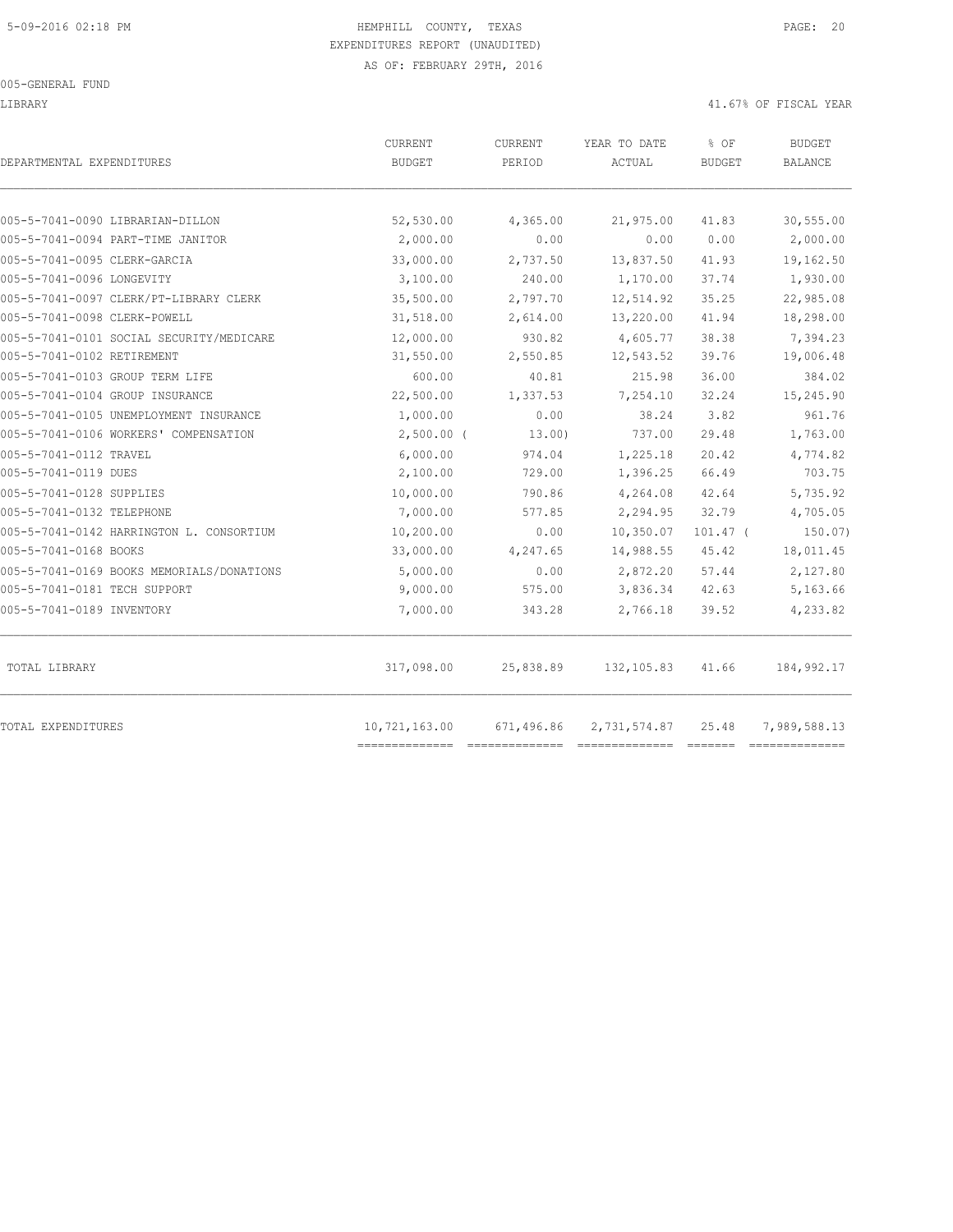HEMPHILL COUNTY, TEXAS
EXPENDITURES REPORT (UNAUDITED)
AS OF: FEBRUARY 29TH, 2016

005-GENERAL FUND

LIBRARY — 41.67% OF FISCAL YEAR

| DEPARTMENTAL EXPENDITURES | CURRENT BUDGET | CURRENT PERIOD | YEAR TO DATE ACTUAL | % OF BUDGET | BUDGET BALANCE |
|---|---|---|---|---|---|
| 005-5-7041-0090 LIBRARIAN-DILLON | 52,530.00 | 4,365.00 | 21,975.00 | 41.83 | 30,555.00 |
| 005-5-7041-0094 PART-TIME JANITOR | 2,000.00 | 0.00 | 0.00 | 0.00 | 2,000.00 |
| 005-5-7041-0095 CLERK-GARCIA | 33,000.00 | 2,737.50 | 13,837.50 | 41.93 | 19,162.50 |
| 005-5-7041-0096 LONGEVITY | 3,100.00 | 240.00 | 1,170.00 | 37.74 | 1,930.00 |
| 005-5-7041-0097 CLERK/PT-LIBRARY CLERK | 35,500.00 | 2,797.70 | 12,514.92 | 35.25 | 22,985.08 |
| 005-5-7041-0098 CLERK-POWELL | 31,518.00 | 2,614.00 | 13,220.00 | 41.94 | 18,298.00 |
| 005-5-7041-0101 SOCIAL SECURITY/MEDICARE | 12,000.00 | 930.82 | 4,605.77 | 38.38 | 7,394.23 |
| 005-5-7041-0102 RETIREMENT | 31,550.00 | 2,550.85 | 12,543.52 | 39.76 | 19,006.48 |
| 005-5-7041-0103 GROUP TERM LIFE | 600.00 | 40.81 | 215.98 | 36.00 | 384.02 |
| 005-5-7041-0104 GROUP INSURANCE | 22,500.00 | 1,337.53 | 7,254.10 | 32.24 | 15,245.90 |
| 005-5-7041-0105 UNEMPLOYMENT INSURANCE | 1,000.00 | 0.00 | 38.24 | 3.82 | 961.76 |
| 005-5-7041-0106 WORKERS' COMPENSATION | 2,500.00 | ( 13.00) | 737.00 | 29.48 | 1,763.00 |
| 005-5-7041-0112 TRAVEL | 6,000.00 | 974.04 | 1,225.18 | 20.42 | 4,774.82 |
| 005-5-7041-0119 DUES | 2,100.00 | 729.00 | 1,396.25 | 66.49 | 703.75 |
| 005-5-7041-0128 SUPPLIES | 10,000.00 | 790.86 | 4,264.08 | 42.64 | 5,735.92 |
| 005-5-7041-0132 TELEPHONE | 7,000.00 | 577.85 | 2,294.95 | 32.79 | 4,705.05 |
| 005-5-7041-0142 HARRINGTON L. CONSORTIUM | 10,200.00 | 0.00 | 10,350.07 | 101.47 | ( 150.07) |
| 005-5-7041-0168 BOOKS | 33,000.00 | 4,247.65 | 14,988.55 | 45.42 | 18,011.45 |
| 005-5-7041-0169 BOOKS MEMORIALS/DONATIONS | 5,000.00 | 0.00 | 2,872.20 | 57.44 | 2,127.80 |
| 005-5-7041-0181 TECH SUPPORT | 9,000.00 | 575.00 | 3,836.34 | 42.63 | 5,163.66 |
| 005-5-7041-0189 INVENTORY | 7,000.00 | 343.28 | 2,766.18 | 39.52 | 4,233.82 |
| TOTAL LIBRARY | 317,098.00 | 25,838.89 | 132,105.83 | 41.66 | 184,992.17 |
| TOTAL EXPENDITURES | 10,721,163.00 | 671,496.86 | 2,731,574.87 | 25.48 | 7,989,588.13 |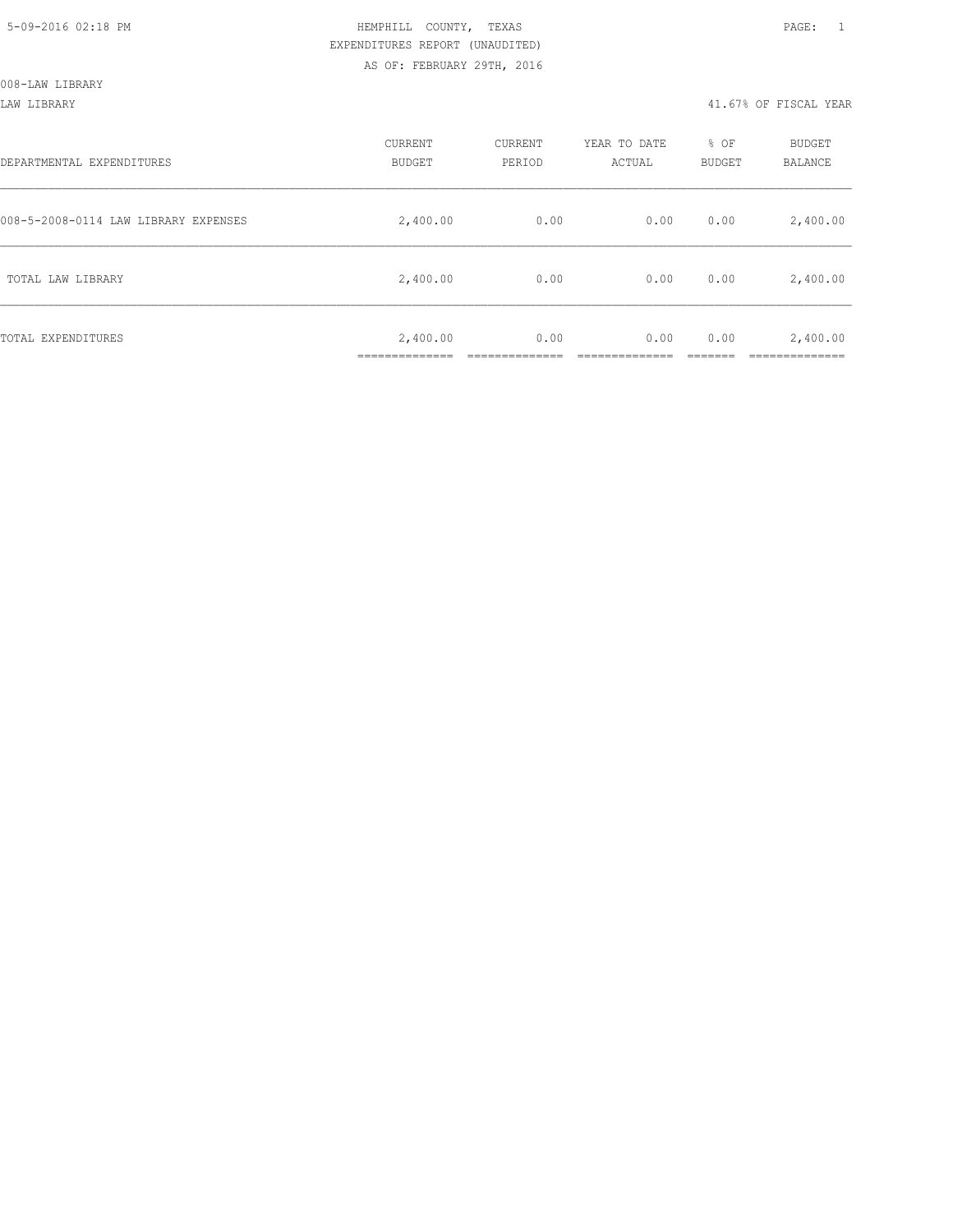HEMPHILL COUNTY, TEXAS
EXPENDITURES REPORT (UNAUDITED)
AS OF: FEBRUARY 29TH, 2016

008-LAW LIBRARY

LAW LIBRARY — 41.67% OF FISCAL YEAR

| DEPARTMENTAL EXPENDITURES | CURRENT BUDGET | CURRENT PERIOD | YEAR TO DATE ACTUAL | % OF BUDGET | BUDGET BALANCE |
|---|---|---|---|---|---|
| 008-5-2008-0114 LAW LIBRARY EXPENSES | 2,400.00 | 0.00 | 0.00 | 0.00 | 2,400.00 |
| TOTAL LAW LIBRARY | 2,400.00 | 0.00 | 0.00 | 0.00 | 2,400.00 |
| TOTAL EXPENDITURES | 2,400.00 | 0.00 | 0.00 | 0.00 | 2,400.00 |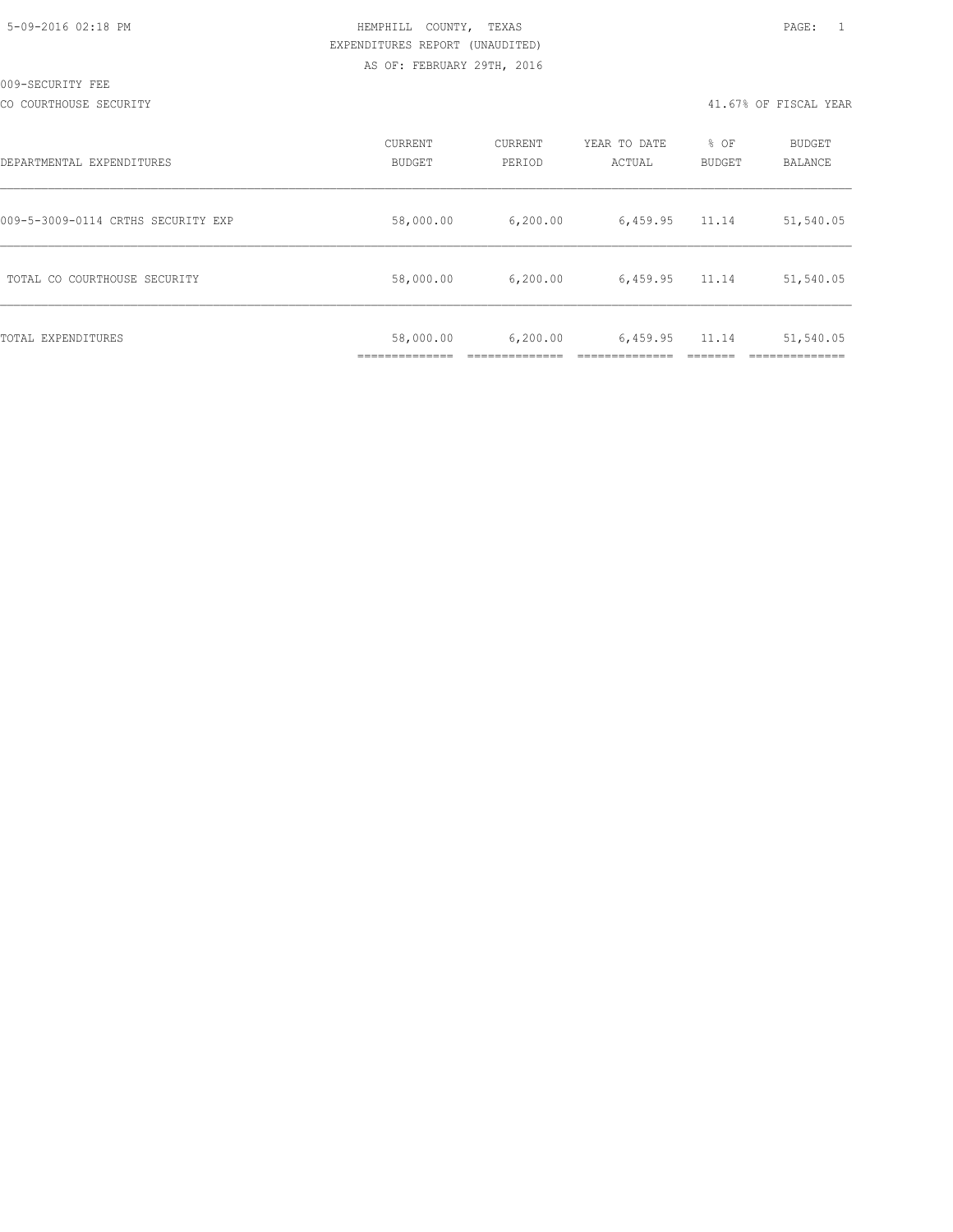5-09-2016 02:18 PM HEMPHILL COUNTY, TEXAS

EXPENDITURES REPORT (UNAUDITED)

AS OF: FEBRUARY 29TH, 2016

009-SECURITY FEE

CO COURTHOUSE SECURITY 41.67% OF FISCAL YEAR

| DEPARTMENTAL EXPENDITURES | CURRENT BUDGET | CURRENT PERIOD | YEAR TO DATE ACTUAL | % OF BUDGET | BUDGET BALANCE |
|---|---|---|---|---|---|
| 009-5-3009-0114 CRTHS SECURITY EXP | 58,000.00 | 6,200.00 | 6,459.95 | 11.14 | 51,540.05 |
| TOTAL CO COURTHOUSE SECURITY | 58,000.00 | 6,200.00 | 6,459.95 | 11.14 | 51,540.05 |
| TOTAL EXPENDITURES | 58,000.00 | 6,200.00 | 6,459.95 | 11.14 | 51,540.05 |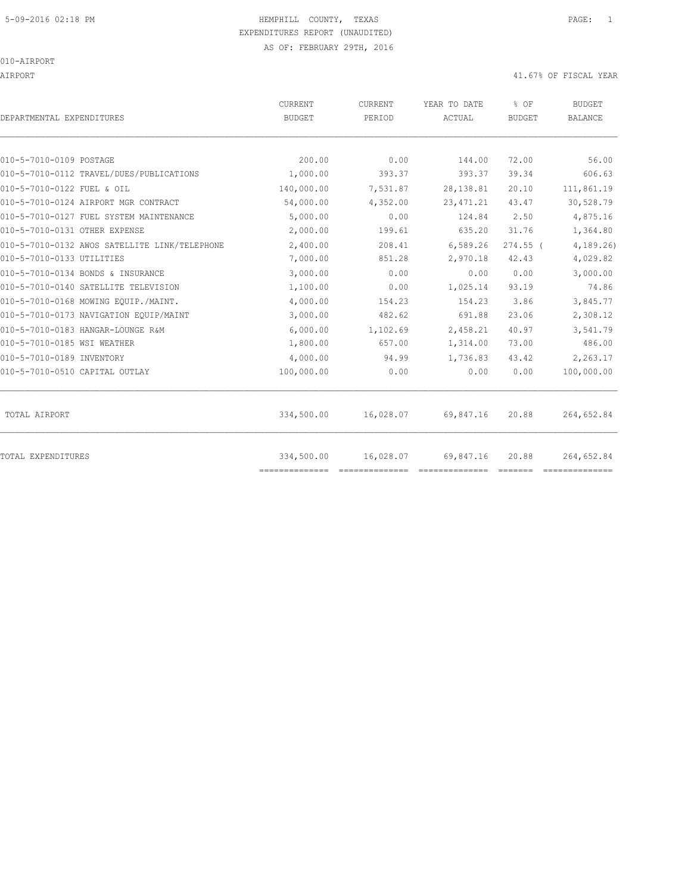5-09-2016 02:18 PM HEMPHILL COUNTY, TEXAS

EXPENDITURES REPORT (UNAUDITED)

AS OF: FEBRUARY 29TH, 2016

010-AIRPORT

AIRPORT 41.67% OF FISCAL YEAR

| DEPARTMENTAL EXPENDITURES | CURRENT BUDGET | CURRENT PERIOD | YEAR TO DATE ACTUAL | % OF BUDGET | BUDGET BALANCE |
|---|---|---|---|---|---|
| 010-5-7010-0109 POSTAGE | 200.00 | 0.00 | 144.00 | 72.00 | 56.00 |
| 010-5-7010-0112 TRAVEL/DUES/PUBLICATIONS | 1,000.00 | 393.37 | 393.37 | 39.34 | 606.63 |
| 010-5-7010-0122 FUEL & OIL | 140,000.00 | 7,531.87 | 28,138.81 | 20.10 | 111,861.19 |
| 010-5-7010-0124 AIRPORT MGR CONTRACT | 54,000.00 | 4,352.00 | 23,471.21 | 43.47 | 30,528.79 |
| 010-5-7010-0127 FUEL SYSTEM MAINTENANCE | 5,000.00 | 0.00 | 124.84 | 2.50 | 4,875.16 |
| 010-5-7010-0131 OTHER EXPENSE | 2,000.00 | 199.61 | 635.20 | 31.76 | 1,364.80 |
| 010-5-7010-0132 AWOS SATELLITE LINK/TELEPHONE | 2,400.00 | 208.41 | 6,589.26 | 274.55 | ( 4,189.26) |
| 010-5-7010-0133 UTILITIES | 7,000.00 | 851.28 | 2,970.18 | 42.43 | 4,029.82 |
| 010-5-7010-0134 BONDS & INSURANCE | 3,000.00 | 0.00 | 0.00 | 0.00 | 3,000.00 |
| 010-5-7010-0140 SATELLITE TELEVISION | 1,100.00 | 0.00 | 1,025.14 | 93.19 | 74.86 |
| 010-5-7010-0168 MOWING EQUIP./MAINT. | 4,000.00 | 154.23 | 154.23 | 3.86 | 3,845.77 |
| 010-5-7010-0173 NAVIGATION EQUIP/MAINT | 3,000.00 | 482.62 | 691.88 | 23.06 | 2,308.12 |
| 010-5-7010-0183 HANGAR-LOUNGE R&M | 6,000.00 | 1,102.69 | 2,458.21 | 40.97 | 3,541.79 |
| 010-5-7010-0185 WSI WEATHER | 1,800.00 | 657.00 | 1,314.00 | 73.00 | 486.00 |
| 010-5-7010-0189 INVENTORY | 4,000.00 | 94.99 | 1,736.83 | 43.42 | 2,263.17 |
| 010-5-7010-0510 CAPITAL OUTLAY | 100,000.00 | 0.00 | 0.00 | 0.00 | 100,000.00 |
| TOTAL AIRPORT | 334,500.00 | 16,028.07 | 69,847.16 | 20.88 | 264,652.84 |
| TOTAL EXPENDITURES | 334,500.00 | 16,028.07 | 69,847.16 | 20.88 | 264,652.84 |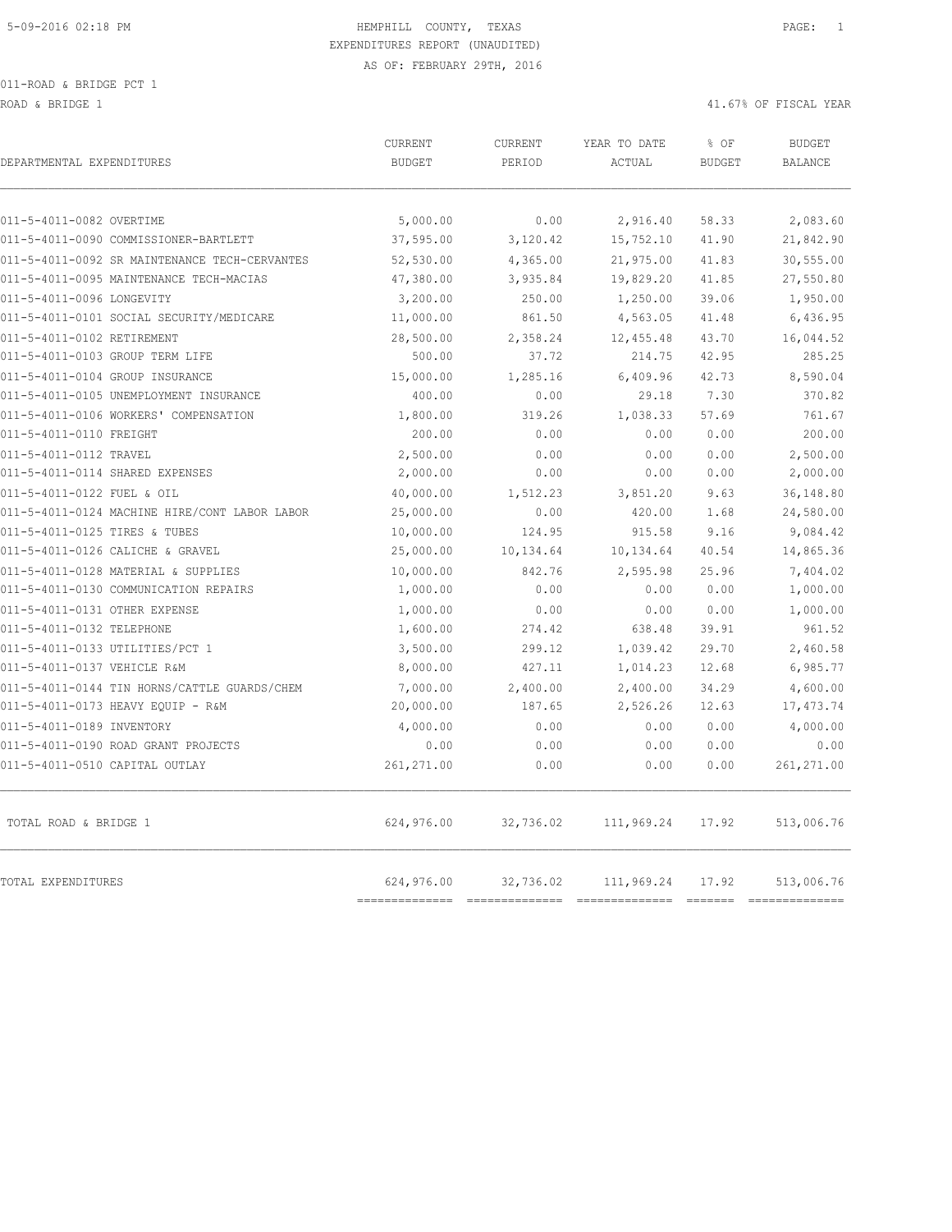HEMPHILL COUNTY, TEXAS

EXPENDITURES REPORT (UNAUDITED)

AS OF: FEBRUARY 29TH, 2016

011-ROAD & BRIDGE PCT 1

ROAD & BRIDGE 1 — 41.67% OF FISCAL YEAR

| DEPARTMENTAL EXPENDITURES | CURRENT BUDGET | CURRENT PERIOD | YEAR TO DATE ACTUAL | % OF BUDGET | BUDGET BALANCE |
|---|---|---|---|---|---|
| 011-5-4011-0082 OVERTIME | 5,000.00 | 0.00 | 2,916.40 | 58.33 | 2,083.60 |
| 011-5-4011-0090 COMMISSIONER-BARTLETT | 37,595.00 | 3,120.42 | 15,752.10 | 41.90 | 21,842.90 |
| 011-5-4011-0092 SR MAINTENANCE TECH-CERVANTES | 52,530.00 | 4,365.00 | 21,975.00 | 41.83 | 30,555.00 |
| 011-5-4011-0095 MAINTENANCE TECH-MACIAS | 47,380.00 | 3,935.84 | 19,829.20 | 41.85 | 27,550.80 |
| 011-5-4011-0096 LONGEVITY | 3,200.00 | 250.00 | 1,250.00 | 39.06 | 1,950.00 |
| 011-5-4011-0101 SOCIAL SECURITY/MEDICARE | 11,000.00 | 861.50 | 4,563.05 | 41.48 | 6,436.95 |
| 011-5-4011-0102 RETIREMENT | 28,500.00 | 2,358.24 | 12,455.48 | 43.70 | 16,044.52 |
| 011-5-4011-0103 GROUP TERM LIFE | 500.00 | 37.72 | 214.75 | 42.95 | 285.25 |
| 011-5-4011-0104 GROUP INSURANCE | 15,000.00 | 1,285.16 | 6,409.96 | 42.73 | 8,590.04 |
| 011-5-4011-0105 UNEMPLOYMENT INSURANCE | 400.00 | 0.00 | 29.18 | 7.30 | 370.82 |
| 011-5-4011-0106 WORKERS' COMPENSATION | 1,800.00 | 319.26 | 1,038.33 | 57.69 | 761.67 |
| 011-5-4011-0110 FREIGHT | 200.00 | 0.00 | 0.00 | 0.00 | 200.00 |
| 011-5-4011-0112 TRAVEL | 2,500.00 | 0.00 | 0.00 | 0.00 | 2,500.00 |
| 011-5-4011-0114 SHARED EXPENSES | 2,000.00 | 0.00 | 0.00 | 0.00 | 2,000.00 |
| 011-5-4011-0122 FUEL & OIL | 40,000.00 | 1,512.23 | 3,851.20 | 9.63 | 36,148.80 |
| 011-5-4011-0124 MACHINE HIRE/CONT LABOR LABOR | 25,000.00 | 0.00 | 420.00 | 1.68 | 24,580.00 |
| 011-5-4011-0125 TIRES & TUBES | 10,000.00 | 124.95 | 915.58 | 9.16 | 9,084.42 |
| 011-5-4011-0126 CALICHE & GRAVEL | 25,000.00 | 10,134.64 | 10,134.64 | 40.54 | 14,865.36 |
| 011-5-4011-0128 MATERIAL & SUPPLIES | 10,000.00 | 842.76 | 2,595.98 | 25.96 | 7,404.02 |
| 011-5-4011-0130 COMMUNICATION REPAIRS | 1,000.00 | 0.00 | 0.00 | 0.00 | 1,000.00 |
| 011-5-4011-0131 OTHER EXPENSE | 1,000.00 | 0.00 | 0.00 | 0.00 | 1,000.00 |
| 011-5-4011-0132 TELEPHONE | 1,600.00 | 274.42 | 638.48 | 39.91 | 961.52 |
| 011-5-4011-0133 UTILITIES/PCT 1 | 3,500.00 | 299.12 | 1,039.42 | 29.70 | 2,460.58 |
| 011-5-4011-0137 VEHICLE R&M | 8,000.00 | 427.11 | 1,014.23 | 12.68 | 6,985.77 |
| 011-5-4011-0144 TIN HORNS/CATTLE GUARDS/CHEM | 7,000.00 | 2,400.00 | 2,400.00 | 34.29 | 4,600.00 |
| 011-5-4011-0173 HEAVY EQUIP - R&M | 20,000.00 | 187.65 | 2,526.26 | 12.63 | 17,473.74 |
| 011-5-4011-0189 INVENTORY | 4,000.00 | 0.00 | 0.00 | 0.00 | 4,000.00 |
| 011-5-4011-0190 ROAD GRANT PROJECTS | 0.00 | 0.00 | 0.00 | 0.00 | 0.00 |
| 011-5-4011-0510 CAPITAL OUTLAY | 261,271.00 | 0.00 | 0.00 | 0.00 | 261,271.00 |
| TOTAL ROAD & BRIDGE 1 | 624,976.00 | 32,736.02 | 111,969.24 | 17.92 | 513,006.76 |
| TOTAL EXPENDITURES | 624,976.00 | 32,736.02 | 111,969.24 | 17.92 | 513,006.76 |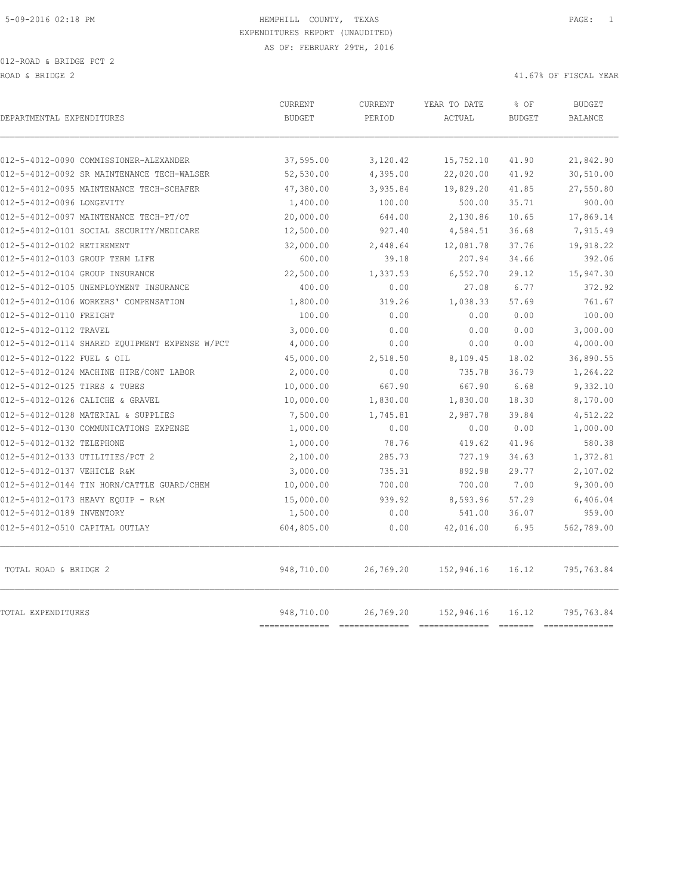HEMPHILL COUNTY, TEXAS
EXPENDITURES REPORT (UNAUDITED)
AS OF: FEBRUARY 29TH, 2016

012-ROAD & BRIDGE PCT 2
ROAD & BRIDGE 2

41.67% OF FISCAL YEAR

| DEPARTMENTAL EXPENDITURES | CURRENT BUDGET | CURRENT PERIOD | YEAR TO DATE ACTUAL | % OF BUDGET | BUDGET BALANCE |
|---|---|---|---|---|---|
| 012-5-4012-0090 COMMISSIONER-ALEXANDER | 37,595.00 | 3,120.42 | 15,752.10 | 41.90 | 21,842.90 |
| 012-5-4012-0092 SR MAINTENANCE TECH-WALSER | 52,530.00 | 4,395.00 | 22,020.00 | 41.92 | 30,510.00 |
| 012-5-4012-0095 MAINTENANCE TECH-SCHAFER | 47,380.00 | 3,935.84 | 19,829.20 | 41.85 | 27,550.80 |
| 012-5-4012-0096 LONGEVITY | 1,400.00 | 100.00 | 500.00 | 35.71 | 900.00 |
| 012-5-4012-0097 MAINTENANCE TECH-PT/OT | 20,000.00 | 644.00 | 2,130.86 | 10.65 | 17,869.14 |
| 012-5-4012-0101 SOCIAL SECURITY/MEDICARE | 12,500.00 | 927.40 | 4,584.51 | 36.68 | 7,915.49 |
| 012-5-4012-0102 RETIREMENT | 32,000.00 | 2,448.64 | 12,081.78 | 37.76 | 19,918.22 |
| 012-5-4012-0103 GROUP TERM LIFE | 600.00 | 39.18 | 207.94 | 34.66 | 392.06 |
| 012-5-4012-0104 GROUP INSURANCE | 22,500.00 | 1,337.53 | 6,552.70 | 29.12 | 15,947.30 |
| 012-5-4012-0105 UNEMPLOYMENT INSURANCE | 400.00 | 0.00 | 27.08 | 6.77 | 372.92 |
| 012-5-4012-0106 WORKERS' COMPENSATION | 1,800.00 | 319.26 | 1,038.33 | 57.69 | 761.67 |
| 012-5-4012-0110 FREIGHT | 100.00 | 0.00 | 0.00 | 0.00 | 100.00 |
| 012-5-4012-0112 TRAVEL | 3,000.00 | 0.00 | 0.00 | 0.00 | 3,000.00 |
| 012-5-4012-0114 SHARED EQUIPMENT EXPENSE W/PCT | 4,000.00 | 0.00 | 0.00 | 0.00 | 4,000.00 |
| 012-5-4012-0122 FUEL & OIL | 45,000.00 | 2,518.50 | 8,109.45 | 18.02 | 36,890.55 |
| 012-5-4012-0124 MACHINE HIRE/CONT LABOR | 2,000.00 | 0.00 | 735.78 | 36.79 | 1,264.22 |
| 012-5-4012-0125 TIRES & TUBES | 10,000.00 | 667.90 | 667.90 | 6.68 | 9,332.10 |
| 012-5-4012-0126 CALICHE & GRAVEL | 10,000.00 | 1,830.00 | 1,830.00 | 18.30 | 8,170.00 |
| 012-5-4012-0128 MATERIAL & SUPPLIES | 7,500.00 | 1,745.81 | 2,987.78 | 39.84 | 4,512.22 |
| 012-5-4012-0130 COMMUNICATIONS EXPENSE | 1,000.00 | 0.00 | 0.00 | 0.00 | 1,000.00 |
| 012-5-4012-0132 TELEPHONE | 1,000.00 | 78.76 | 419.62 | 41.96 | 580.38 |
| 012-5-4012-0133 UTILITIES/PCT 2 | 2,100.00 | 285.73 | 727.19 | 34.63 | 1,372.81 |
| 012-5-4012-0137 VEHICLE R&M | 3,000.00 | 735.31 | 892.98 | 29.77 | 2,107.02 |
| 012-5-4012-0144 TIN HORN/CATTLE GUARD/CHEM | 10,000.00 | 700.00 | 700.00 | 7.00 | 9,300.00 |
| 012-5-4012-0173 HEAVY EQUIP - R&M | 15,000.00 | 939.92 | 8,593.96 | 57.29 | 6,406.04 |
| 012-5-4012-0189 INVENTORY | 1,500.00 | 0.00 | 541.00 | 36.07 | 959.00 |
| 012-5-4012-0510 CAPITAL OUTLAY | 604,805.00 | 0.00 | 42,016.00 | 6.95 | 562,789.00 |
| TOTAL ROAD & BRIDGE 2 | 948,710.00 | 26,769.20 | 152,946.16 | 16.12 | 795,763.84 |
| TOTAL EXPENDITURES | 948,710.00 | 26,769.20 | 152,946.16 | 16.12 | 795,763.84 |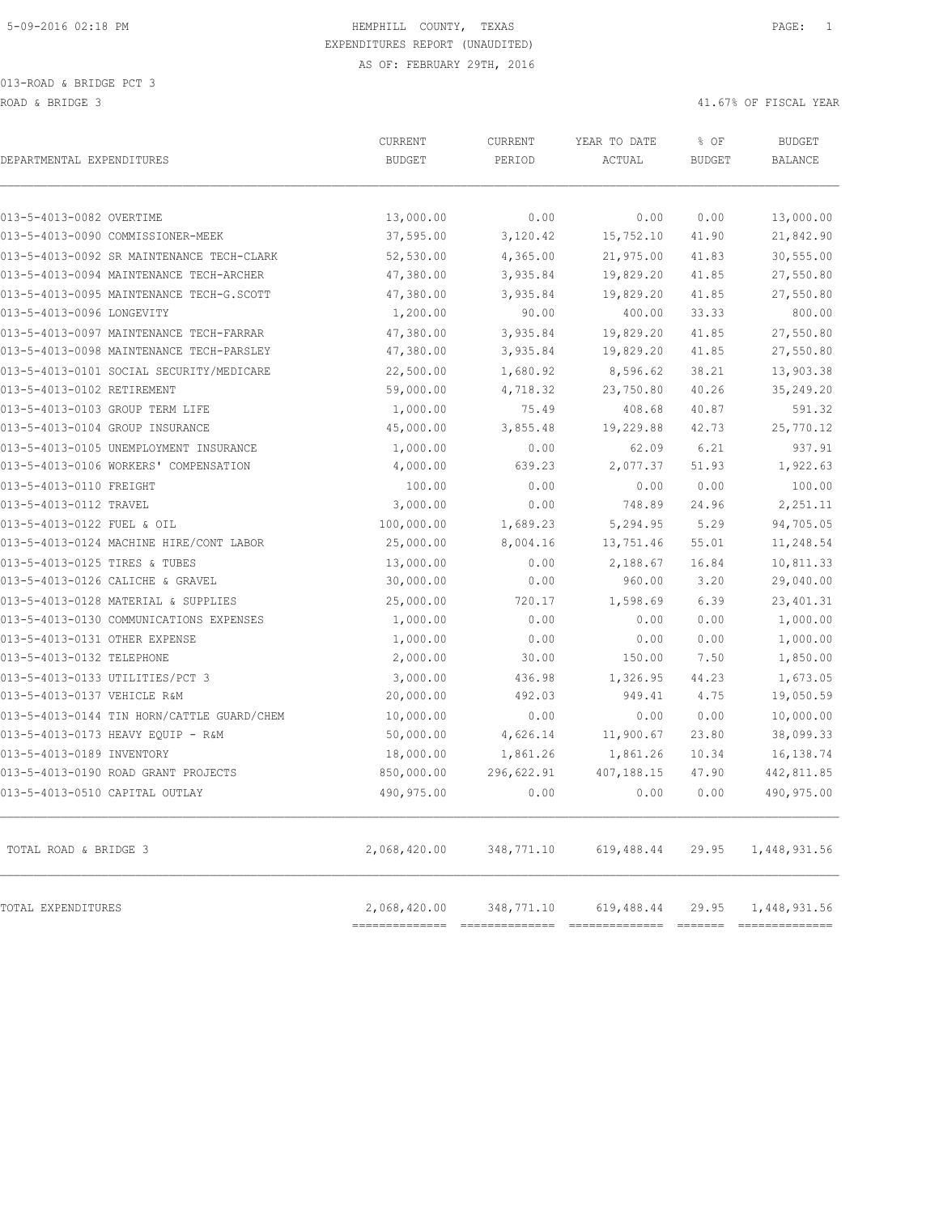5-09-2016 02:18 PM

HEMPHILL COUNTY, TEXAS
EXPENDITURES REPORT (UNAUDITED)
AS OF: FEBRUARY 29TH, 2016

013-ROAD & BRIDGE PCT 3
ROAD & BRIDGE 3

41.67% OF FISCAL YEAR

| DEPARTMENTAL EXPENDITURES | CURRENT BUDGET | CURRENT PERIOD | YEAR TO DATE ACTUAL | % OF BUDGET | BUDGET BALANCE |
|---|---|---|---|---|---|
| 013-5-4013-0082 OVERTIME | 13,000.00 | 0.00 | 0.00 | 0.00 | 13,000.00 |
| 013-5-4013-0090 COMMISSIONER-MEEK | 37,595.00 | 3,120.42 | 15,752.10 | 41.90 | 21,842.90 |
| 013-5-4013-0092 SR MAINTENANCE TECH-CLARK | 52,530.00 | 4,365.00 | 21,975.00 | 41.83 | 30,555.00 |
| 013-5-4013-0094 MAINTENANCE TECH-ARCHER | 47,380.00 | 3,935.84 | 19,829.20 | 41.85 | 27,550.80 |
| 013-5-4013-0095 MAINTENANCE TECH-G.SCOTT | 47,380.00 | 3,935.84 | 19,829.20 | 41.85 | 27,550.80 |
| 013-5-4013-0096 LONGEVITY | 1,200.00 | 90.00 | 400.00 | 33.33 | 800.00 |
| 013-5-4013-0097 MAINTENANCE TECH-FARRAR | 47,380.00 | 3,935.84 | 19,829.20 | 41.85 | 27,550.80 |
| 013-5-4013-0098 MAINTENANCE TECH-PARSLEY | 47,380.00 | 3,935.84 | 19,829.20 | 41.85 | 27,550.80 |
| 013-5-4013-0101 SOCIAL SECURITY/MEDICARE | 22,500.00 | 1,680.92 | 8,596.62 | 38.21 | 13,903.38 |
| 013-5-4013-0102 RETIREMENT | 59,000.00 | 4,718.32 | 23,750.80 | 40.26 | 35,249.20 |
| 013-5-4013-0103 GROUP TERM LIFE | 1,000.00 | 75.49 | 408.68 | 40.87 | 591.32 |
| 013-5-4013-0104 GROUP INSURANCE | 45,000.00 | 3,855.48 | 19,229.88 | 42.73 | 25,770.12 |
| 013-5-4013-0105 UNEMPLOYMENT INSURANCE | 1,000.00 | 0.00 | 62.09 | 6.21 | 937.91 |
| 013-5-4013-0106 WORKERS' COMPENSATION | 4,000.00 | 639.23 | 2,077.37 | 51.93 | 1,922.63 |
| 013-5-4013-0110 FREIGHT | 100.00 | 0.00 | 0.00 | 0.00 | 100.00 |
| 013-5-4013-0112 TRAVEL | 3,000.00 | 0.00 | 748.89 | 24.96 | 2,251.11 |
| 013-5-4013-0122 FUEL & OIL | 100,000.00 | 1,689.23 | 5,294.95 | 5.29 | 94,705.05 |
| 013-5-4013-0124 MACHINE HIRE/CONT LABOR | 25,000.00 | 8,004.16 | 13,751.46 | 55.01 | 11,248.54 |
| 013-5-4013-0125 TIRES & TUBES | 13,000.00 | 0.00 | 2,188.67 | 16.84 | 10,811.33 |
| 013-5-4013-0126 CALICHE & GRAVEL | 30,000.00 | 0.00 | 960.00 | 3.20 | 29,040.00 |
| 013-5-4013-0128 MATERIAL & SUPPLIES | 25,000.00 | 720.17 | 1,598.69 | 6.39 | 23,401.31 |
| 013-5-4013-0130 COMMUNICATIONS EXPENSES | 1,000.00 | 0.00 | 0.00 | 0.00 | 1,000.00 |
| 013-5-4013-0131 OTHER EXPENSE | 1,000.00 | 0.00 | 0.00 | 0.00 | 1,000.00 |
| 013-5-4013-0132 TELEPHONE | 2,000.00 | 30.00 | 150.00 | 7.50 | 1,850.00 |
| 013-5-4013-0133 UTILITIES/PCT 3 | 3,000.00 | 436.98 | 1,326.95 | 44.23 | 1,673.05 |
| 013-5-4013-0137 VEHICLE R&M | 20,000.00 | 492.03 | 949.41 | 4.75 | 19,050.59 |
| 013-5-4013-0144 TIN HORN/CATTLE GUARD/CHEM | 10,000.00 | 0.00 | 0.00 | 0.00 | 10,000.00 |
| 013-5-4013-0173 HEAVY EQUIP - R&M | 50,000.00 | 4,626.14 | 11,900.67 | 23.80 | 38,099.33 |
| 013-5-4013-0189 INVENTORY | 18,000.00 | 1,861.26 | 1,861.26 | 10.34 | 16,138.74 |
| 013-5-4013-0190 ROAD GRANT PROJECTS | 850,000.00 | 296,622.91 | 407,188.15 | 47.90 | 442,811.85 |
| 013-5-4013-0510 CAPITAL OUTLAY | 490,975.00 | 0.00 | 0.00 | 0.00 | 490,975.00 |
| TOTAL ROAD & BRIDGE 3 | 2,068,420.00 | 348,771.10 | 619,488.44 | 29.95 | 1,448,931.56 |
| TOTAL EXPENDITURES | 2,068,420.00 | 348,771.10 | 619,488.44 | 29.95 | 1,448,931.56 |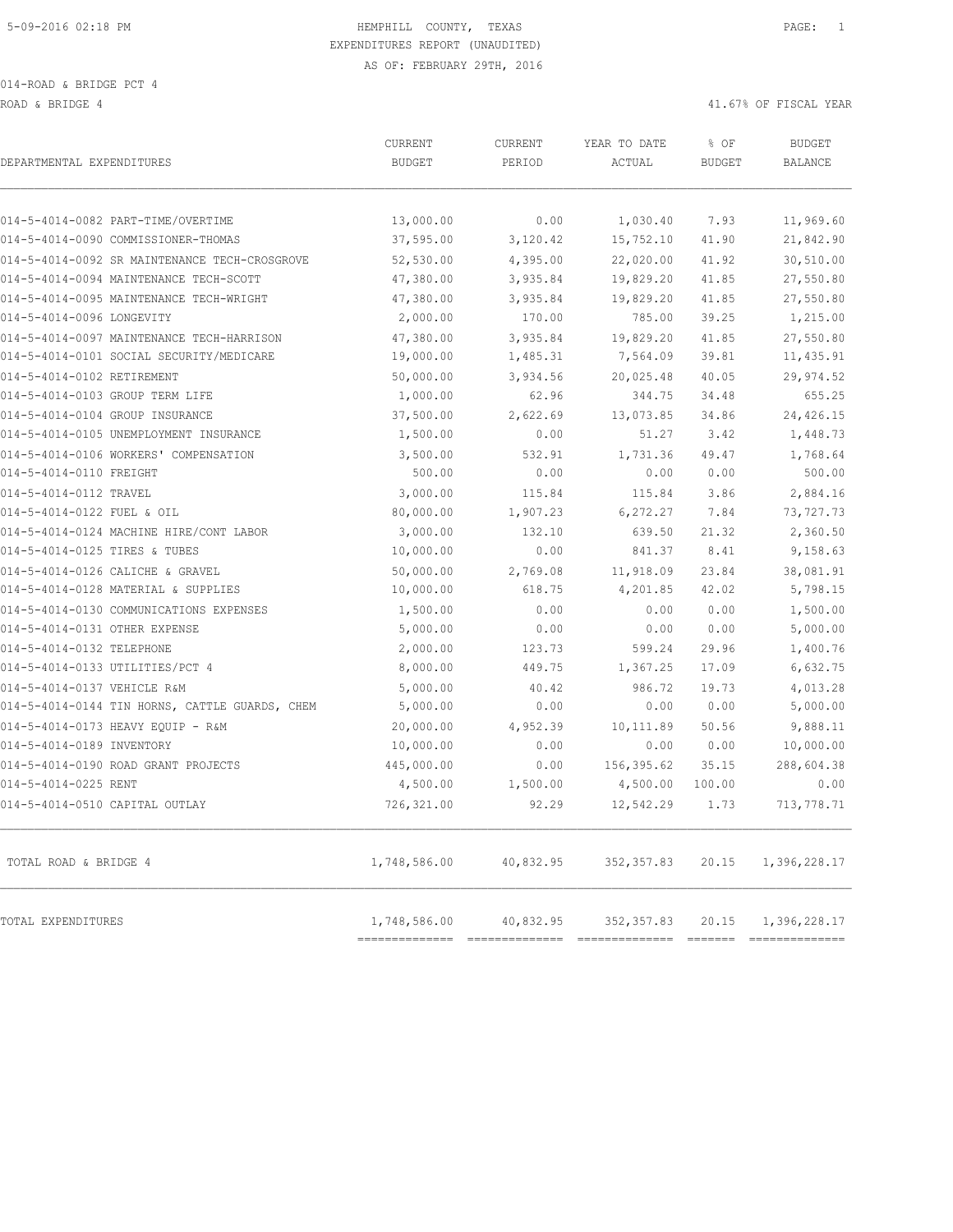5-09-2016 02:18 PM HEMPHILL COUNTY, TEXAS

EXPENDITURES REPORT (UNAUDITED)

AS OF: FEBRUARY 29TH, 2016

014-ROAD & BRIDGE PCT 4

ROAD & BRIDGE 4 41.67% OF FISCAL YEAR

| DEPARTMENTAL EXPENDITURES | CURRENT BUDGET | CURRENT PERIOD | YEAR TO DATE ACTUAL | % OF BUDGET | BUDGET BALANCE |
|---|---|---|---|---|---|
| 014-5-4014-0082 PART-TIME/OVERTIME | 13,000.00 | 0.00 | 1,030.40 | 7.93 | 11,969.60 |
| 014-5-4014-0090 COMMISSIONER-THOMAS | 37,595.00 | 3,120.42 | 15,752.10 | 41.90 | 21,842.90 |
| 014-5-4014-0092 SR MAINTENANCE TECH-CROSGROVE | 52,530.00 | 4,395.00 | 22,020.00 | 41.92 | 30,510.00 |
| 014-5-4014-0094 MAINTENANCE TECH-SCOTT | 47,380.00 | 3,935.84 | 19,829.20 | 41.85 | 27,550.80 |
| 014-5-4014-0095 MAINTENANCE TECH-WRIGHT | 47,380.00 | 3,935.84 | 19,829.20 | 41.85 | 27,550.80 |
| 014-5-4014-0096 LONGEVITY | 2,000.00 | 170.00 | 785.00 | 39.25 | 1,215.00 |
| 014-5-4014-0097 MAINTENANCE TECH-HARRISON | 47,380.00 | 3,935.84 | 19,829.20 | 41.85 | 27,550.80 |
| 014-5-4014-0101 SOCIAL SECURITY/MEDICARE | 19,000.00 | 1,485.31 | 7,564.09 | 39.81 | 11,435.91 |
| 014-5-4014-0102 RETIREMENT | 50,000.00 | 3,934.56 | 20,025.48 | 40.05 | 29,974.52 |
| 014-5-4014-0103 GROUP TERM LIFE | 1,000.00 | 62.96 | 344.75 | 34.48 | 655.25 |
| 014-5-4014-0104 GROUP INSURANCE | 37,500.00 | 2,622.69 | 13,073.85 | 34.86 | 24,426.15 |
| 014-5-4014-0105 UNEMPLOYMENT INSURANCE | 1,500.00 | 0.00 | 51.27 | 3.42 | 1,448.73 |
| 014-5-4014-0106 WORKERS' COMPENSATION | 3,500.00 | 532.91 | 1,731.36 | 49.47 | 1,768.64 |
| 014-5-4014-0110 FREIGHT | 500.00 | 0.00 | 0.00 | 0.00 | 500.00 |
| 014-5-4014-0112 TRAVEL | 3,000.00 | 115.84 | 115.84 | 3.86 | 2,884.16 |
| 014-5-4014-0122 FUEL & OIL | 80,000.00 | 1,907.23 | 6,272.27 | 7.84 | 73,727.73 |
| 014-5-4014-0124 MACHINE HIRE/CONT LABOR | 3,000.00 | 132.10 | 639.50 | 21.32 | 2,360.50 |
| 014-5-4014-0125 TIRES & TUBES | 10,000.00 | 0.00 | 841.37 | 8.41 | 9,158.63 |
| 014-5-4014-0126 CALICHE & GRAVEL | 50,000.00 | 2,769.08 | 11,918.09 | 23.84 | 38,081.91 |
| 014-5-4014-0128 MATERIAL & SUPPLIES | 10,000.00 | 618.75 | 4,201.85 | 42.02 | 5,798.15 |
| 014-5-4014-0130 COMMUNICATIONS EXPENSES | 1,500.00 | 0.00 | 0.00 | 0.00 | 1,500.00 |
| 014-5-4014-0131 OTHER EXPENSE | 5,000.00 | 0.00 | 0.00 | 0.00 | 5,000.00 |
| 014-5-4014-0132 TELEPHONE | 2,000.00 | 123.73 | 599.24 | 29.96 | 1,400.76 |
| 014-5-4014-0133 UTILITIES/PCT 4 | 8,000.00 | 449.75 | 1,367.25 | 17.09 | 6,632.75 |
| 014-5-4014-0137 VEHICLE R&M | 5,000.00 | 40.42 | 986.72 | 19.73 | 4,013.28 |
| 014-5-4014-0144 TIN HORNS, CATTLE GUARDS, CHEM | 5,000.00 | 0.00 | 0.00 | 0.00 | 5,000.00 |
| 014-5-4014-0173 HEAVY EQUIP - R&M | 20,000.00 | 4,952.39 | 10,111.89 | 50.56 | 9,888.11 |
| 014-5-4014-0189 INVENTORY | 10,000.00 | 0.00 | 0.00 | 0.00 | 10,000.00 |
| 014-5-4014-0190 ROAD GRANT PROJECTS | 445,000.00 | 0.00 | 156,395.62 | 35.15 | 288,604.38 |
| 014-5-4014-0225 RENT | 4,500.00 | 1,500.00 | 4,500.00 | 100.00 | 0.00 |
| 014-5-4014-0510 CAPITAL OUTLAY | 726,321.00 | 92.29 | 12,542.29 | 1.73 | 713,778.71 |
| TOTAL ROAD & BRIDGE 4 | 1,748,586.00 | 40,832.95 | 352,357.83 | 20.15 | 1,396,228.17 |
| TOTAL EXPENDITURES | 1,748,586.00 | 40,832.95 | 352,357.83 | 20.15 | 1,396,228.17 |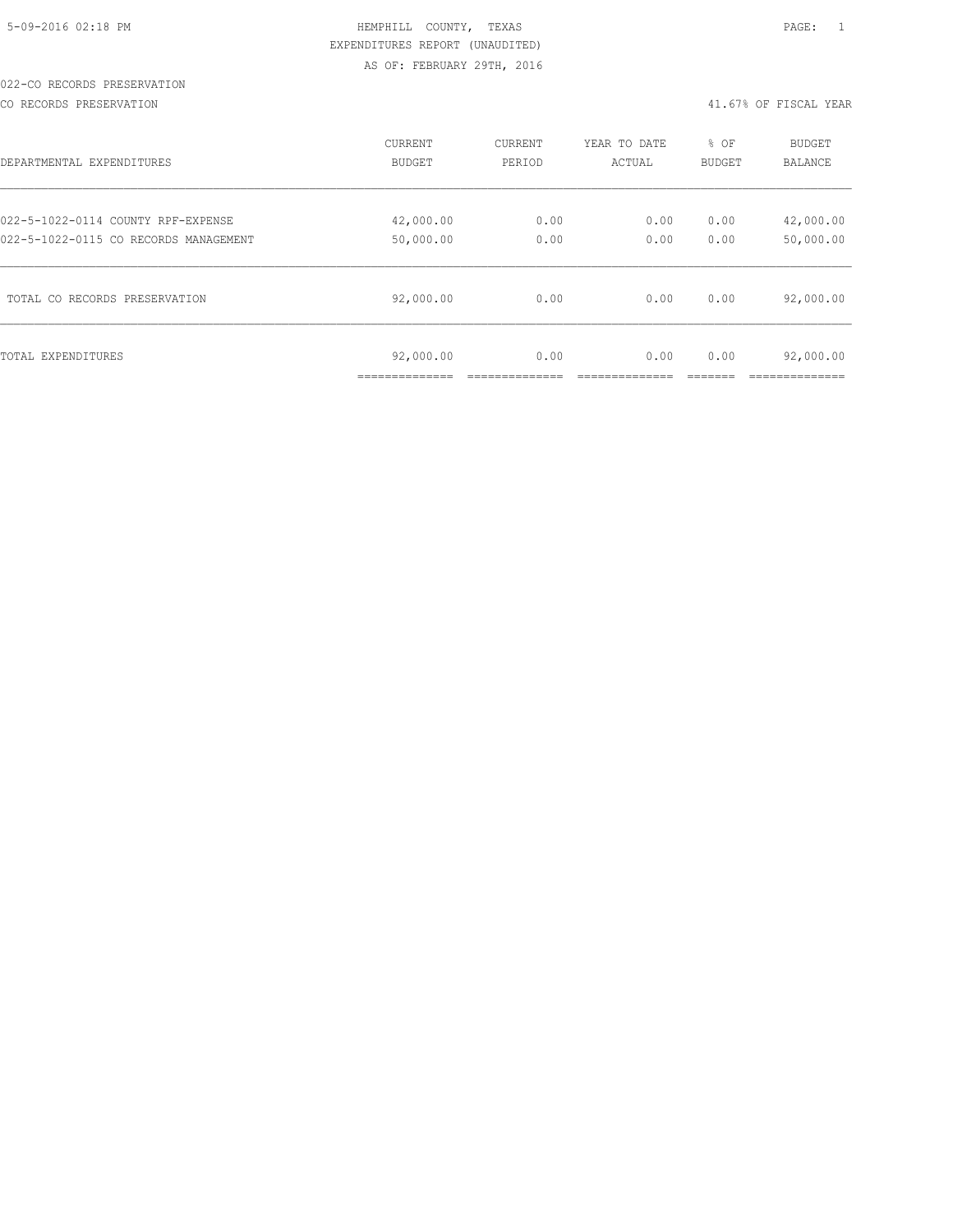HEMPHILL COUNTY, TEXAS
EXPENDITURES REPORT (UNAUDITED)
AS OF: FEBRUARY 29TH, 2016

022-CO RECORDS PRESERVATION

CO RECORDS PRESERVATION — 41.67% OF FISCAL YEAR

| DEPARTMENTAL EXPENDITURES | CURRENT BUDGET | CURRENT PERIOD | YEAR TO DATE ACTUAL | % OF BUDGET | BUDGET BALANCE |
|---|---|---|---|---|---|
| 022-5-1022-0114 COUNTY RPF-EXPENSE | 42,000.00 | 0.00 | 0.00 | 0.00 | 42,000.00 |
| 022-5-1022-0115 CO RECORDS MANAGEMENT | 50,000.00 | 0.00 | 0.00 | 0.00 | 50,000.00 |
| TOTAL CO RECORDS PRESERVATION | 92,000.00 | 0.00 | 0.00 | 0.00 | 92,000.00 |
| TOTAL EXPENDITURES | 92,000.00 | 0.00 | 0.00 | 0.00 | 92,000.00 |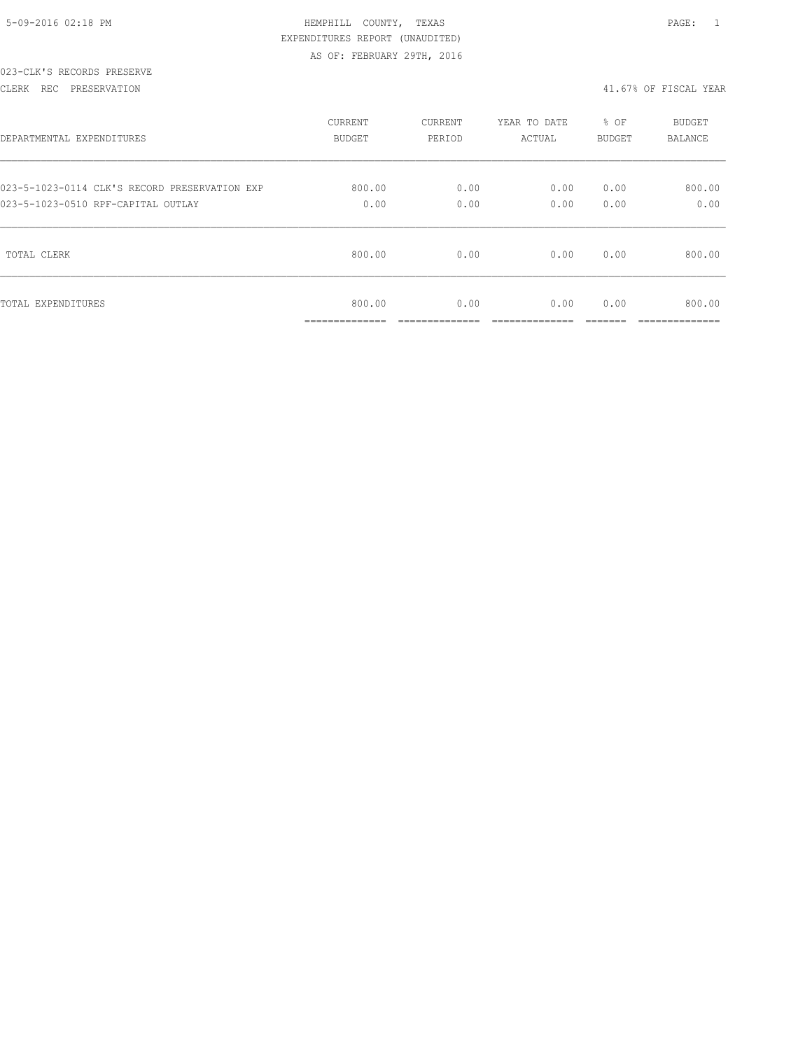5-09-2016 02:18 PM HEMPHILL COUNTY, TEXAS

EXPENDITURES REPORT (UNAUDITED)

AS OF: FEBRUARY 29TH, 2016

023-CLK'S RECORDS PRESERVE

CLERK REC PRESERVATION 41.67% OF FISCAL YEAR

| DEPARTMENTAL EXPENDITURES | CURRENT BUDGET | CURRENT PERIOD | YEAR TO DATE ACTUAL | % OF BUDGET | BUDGET BALANCE |
|---|---|---|---|---|---|
| 023-5-1023-0114 CLK'S RECORD PRESERVATION EXP | 800.00 | 0.00 | 0.00 | 0.00 | 800.00 |
| 023-5-1023-0510 RPF-CAPITAL OUTLAY | 0.00 | 0.00 | 0.00 | 0.00 | 0.00 |
| TOTAL CLERK | 800.00 | 0.00 | 0.00 | 0.00 | 800.00 |
| TOTAL EXPENDITURES | 800.00 | 0.00 | 0.00 | 0.00 | 800.00 |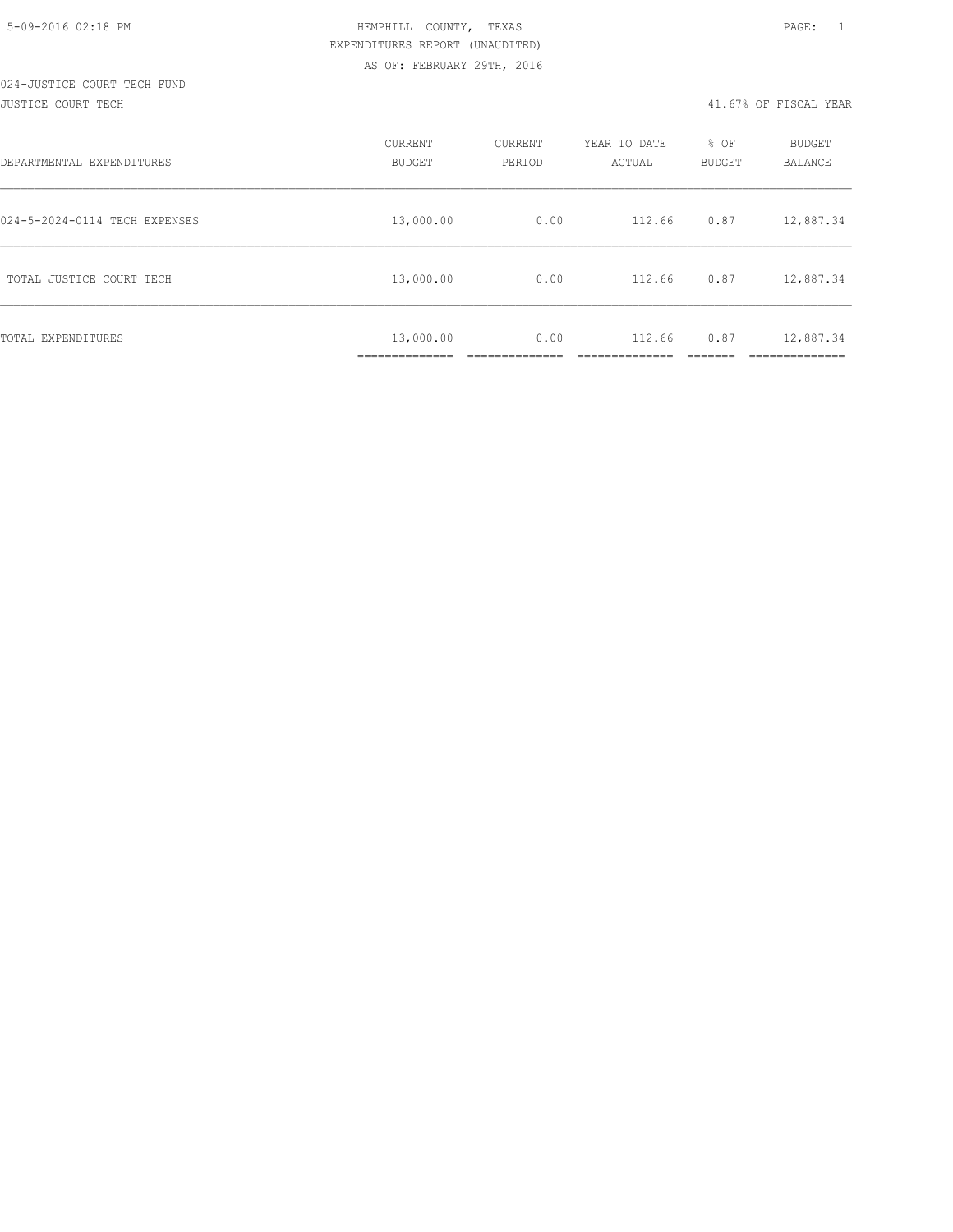5-09-2016 02:18 PM

HEMPHILL COUNTY, TEXAS

EXPENDITURES REPORT (UNAUDITED)

AS OF: FEBRUARY 29TH, 2016

024-JUSTICE COURT TECH FUND

JUSTICE COURT TECH

41.67% OF FISCAL YEAR

| DEPARTMENTAL EXPENDITURES | CURRENT BUDGET | CURRENT PERIOD | YEAR TO DATE ACTUAL | % OF BUDGET | BUDGET BALANCE |
|---|---|---|---|---|---|
| 024-5-2024-0114 TECH EXPENSES | 13,000.00 | 0.00 | 112.66 | 0.87 | 12,887.34 |
| TOTAL JUSTICE COURT TECH | 13,000.00 | 0.00 | 112.66 | 0.87 | 12,887.34 |
| TOTAL EXPENDITURES | 13,000.00 | 0.00 | 112.66 | 0.87 | 12,887.34 |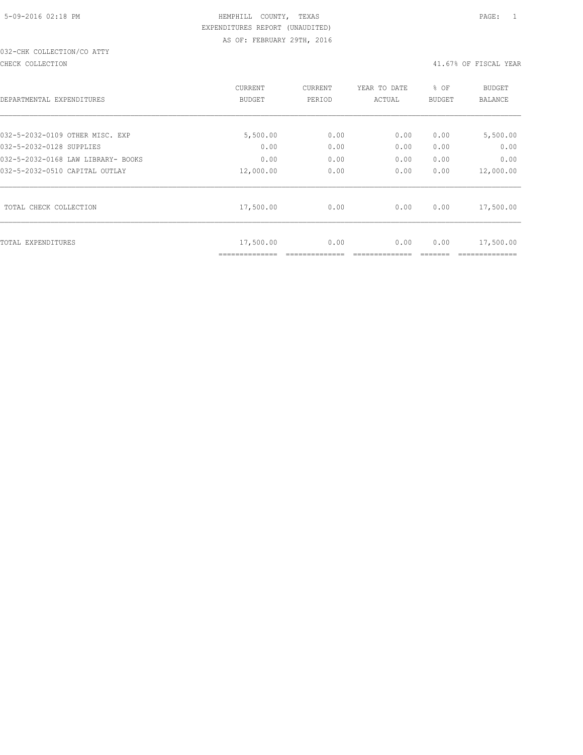5-09-2016 02:18 PM HEMPHILL COUNTY, TEXAS

EXPENDITURES REPORT (UNAUDITED)

AS OF: FEBRUARY 29TH, 2016

032-CHK COLLECTION/CO ATTY

CHECK COLLECTION 41.67% OF FISCAL YEAR

| DEPARTMENTAL EXPENDITURES | CURRENT BUDGET | CURRENT PERIOD | YEAR TO DATE ACTUAL | % OF BUDGET | BUDGET BALANCE |
|---|---|---|---|---|---|
| 032-5-2032-0109 OTHER MISC. EXP | 5,500.00 | 0.00 | 0.00 | 0.00 | 5,500.00 |
| 032-5-2032-0128 SUPPLIES | 0.00 | 0.00 | 0.00 | 0.00 | 0.00 |
| 032-5-2032-0168 LAW LIBRARY- BOOKS | 0.00 | 0.00 | 0.00 | 0.00 | 0.00 |
| 032-5-2032-0510 CAPITAL OUTLAY | 12,000.00 | 0.00 | 0.00 | 0.00 | 12,000.00 |
| TOTAL CHECK COLLECTION | 17,500.00 | 0.00 | 0.00 | 0.00 | 17,500.00 |
| TOTAL EXPENDITURES | 17,500.00 | 0.00 | 0.00 | 0.00 | 17,500.00 |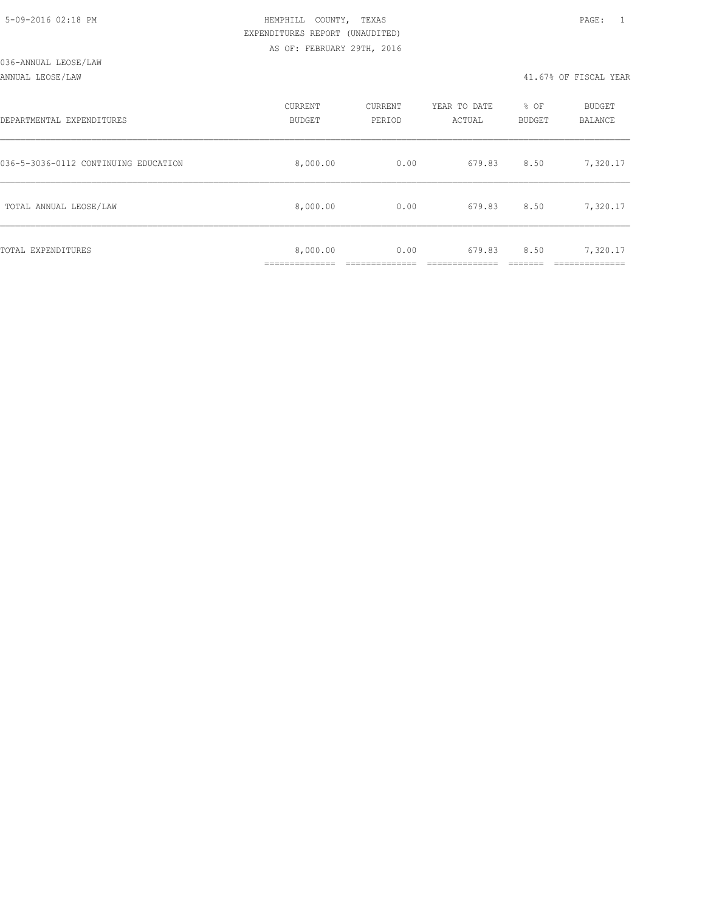5-09-2016 02:18 PM

HEMPHILL COUNTY, TEXAS

EXPENDITURES REPORT (UNAUDITED)

AS OF: FEBRUARY 29TH, 2016

036-ANNUAL LEOSE/LAW

ANNUAL LEOSE/LAW

41.67% OF FISCAL YEAR

| DEPARTMENTAL EXPENDITURES | CURRENT BUDGET | CURRENT PERIOD | YEAR TO DATE ACTUAL | % OF BUDGET | BUDGET BALANCE |
|---|---|---|---|---|---|
| 036-5-3036-0112 CONTINUING EDUCATION | 8,000.00 | 0.00 | 679.83 | 8.50 | 7,320.17 |
| TOTAL ANNUAL LEOSE/LAW | 8,000.00 | 0.00 | 679.83 | 8.50 | 7,320.17 |
| TOTAL EXPENDITURES | 8,000.00 | 0.00 | 679.83 | 8.50 | 7,320.17 |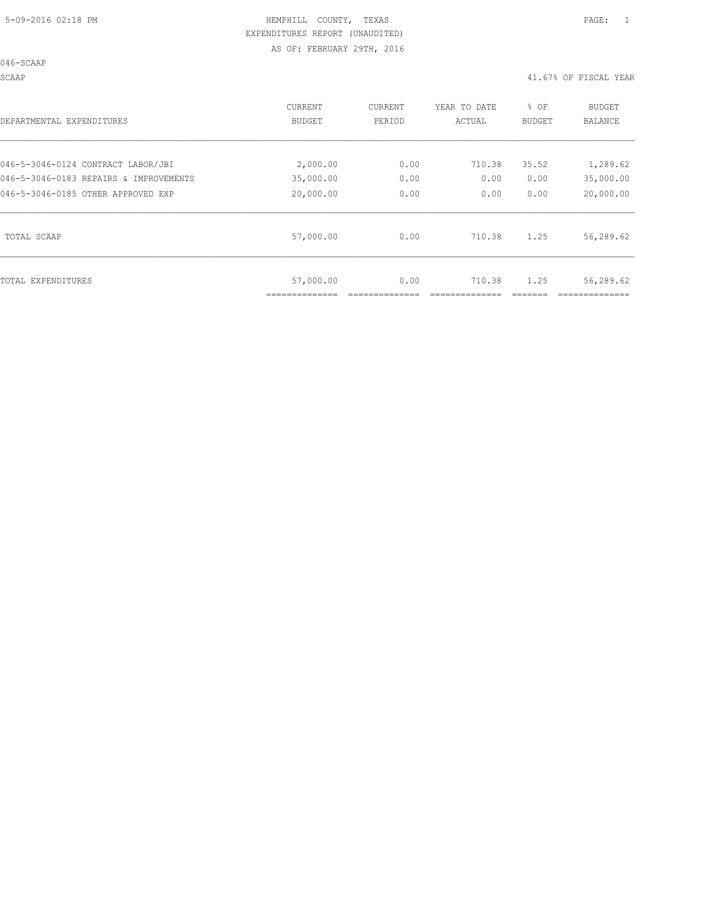HEMPHILL COUNTY, TEXAS
EXPENDITURES REPORT (UNAUDITED)
AS OF: FEBRUARY 29TH, 2016

046-SCAAP

SCAAP

41.67% OF FISCAL YEAR

| DEPARTMENTAL EXPENDITURES | CURRENT BUDGET | CURRENT PERIOD | YEAR TO DATE ACTUAL | % OF BUDGET | BUDGET BALANCE |
|---|---|---|---|---|---|
| 046-5-3046-0124 CONTRACT LABOR/JBI | 2,000.00 | 0.00 | 710.38 | 35.52 | 1,289.62 |
| 046-5-3046-0183 REPAIRS & IMPROVEMENTS | 35,000.00 | 0.00 | 0.00 | 0.00 | 35,000.00 |
| 046-5-3046-0185 OTHER APPROVED EXP | 20,000.00 | 0.00 | 0.00 | 0.00 | 20,000.00 |
| TOTAL SCAAP | 57,000.00 | 0.00 | 710.38 | 1.25 | 56,289.62 |
| TOTAL EXPENDITURES | 57,000.00 | 0.00 | 710.38 | 1.25 | 56,289.62 |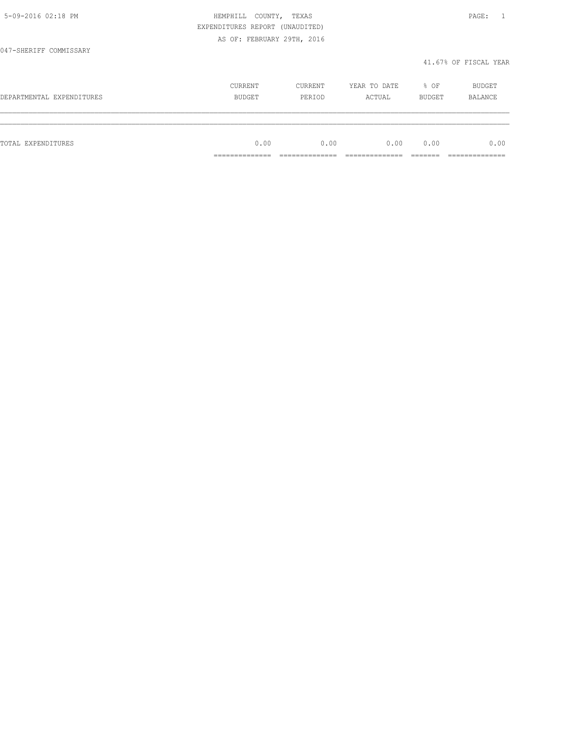HEMPHILL COUNTY, TEXAS

EXPENDITURES REPORT (UNAUDITED)

AS OF: FEBRUARY 29TH, 2016

047-SHERIFF COMMISSARY

41.67% OF FISCAL YEAR

| DEPARTMENTAL EXPENDITURES | CURRENT BUDGET | CURRENT PERIOD | YEAR TO DATE ACTUAL | % OF BUDGET | BUDGET BALANCE |
|---|---|---|---|---|---|
| TOTAL EXPENDITURES | 0.00 | 0.00 | 0.00 | 0.00 | 0.00 |